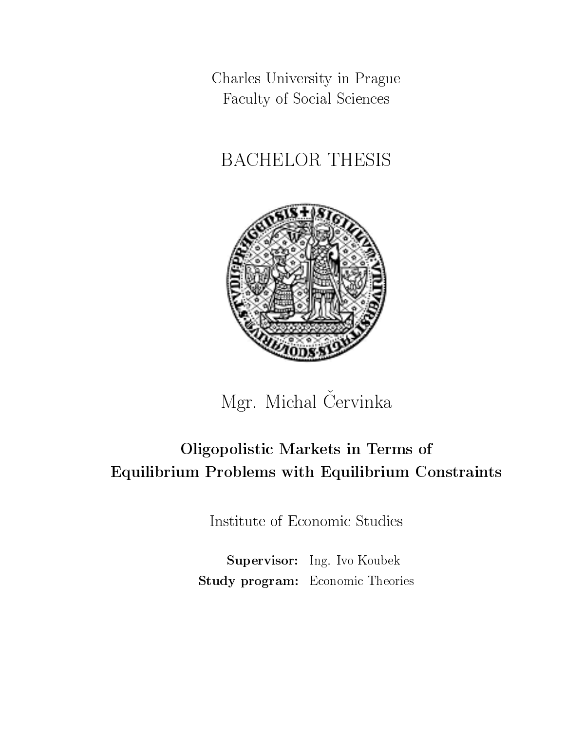Charles University in Prague
Faculty of Social Sciences

# BACHELOR THESIS

Mgr. Michal Červinka

## Oligopolistic Markets in Terms of Equilibrium Problems with Equilibrium Constraints

Institute of Economic Studies

**Supervisor:** Ing. Ivo Koubek
**Study program:** Economic Theories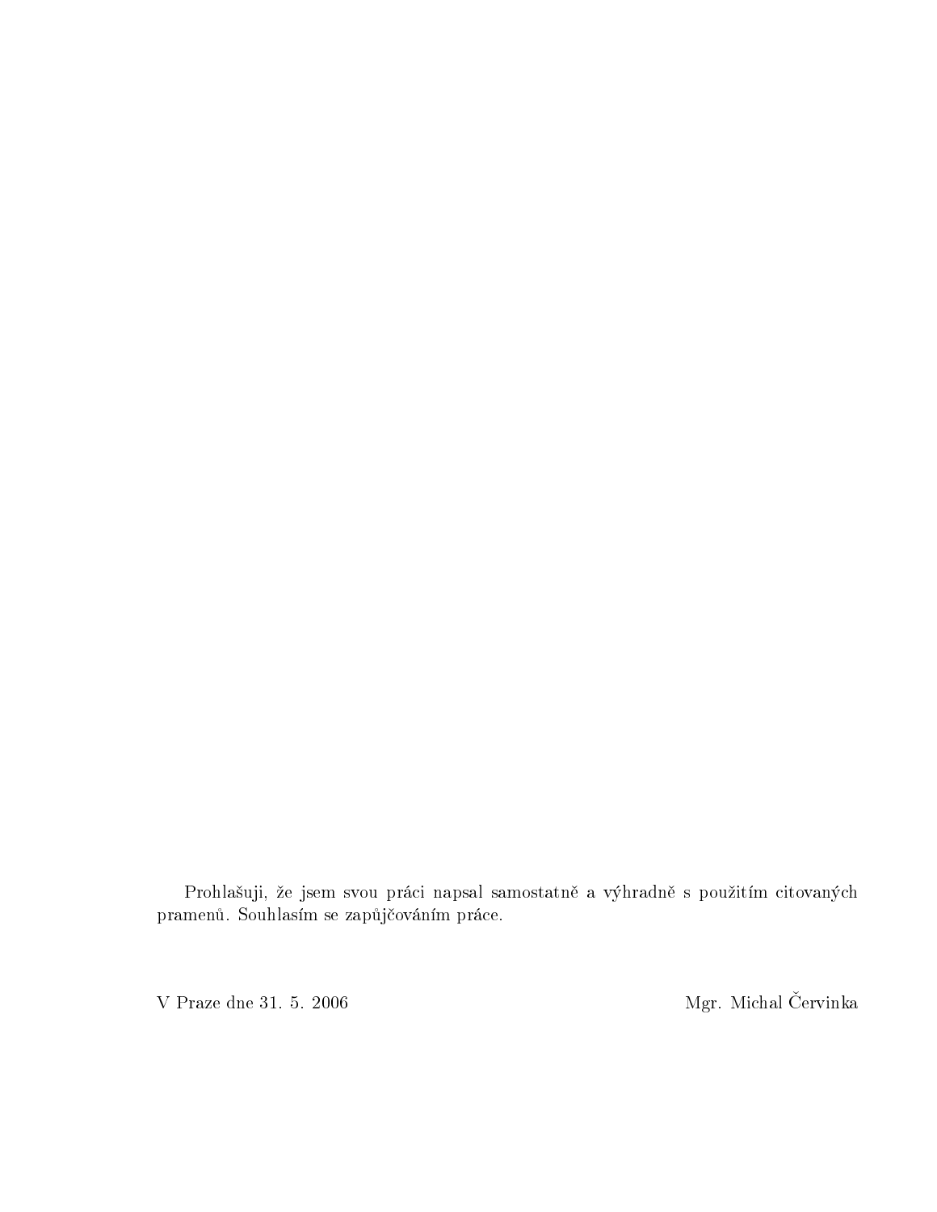Prohlašuji, že jsem svou práci napsal samostatně a výhradně s použitím citovaných pramenů. Souhlasím se zapůjčováním práce.

V Praze dne 31. 5. 2006 Mgr. Michal Červinka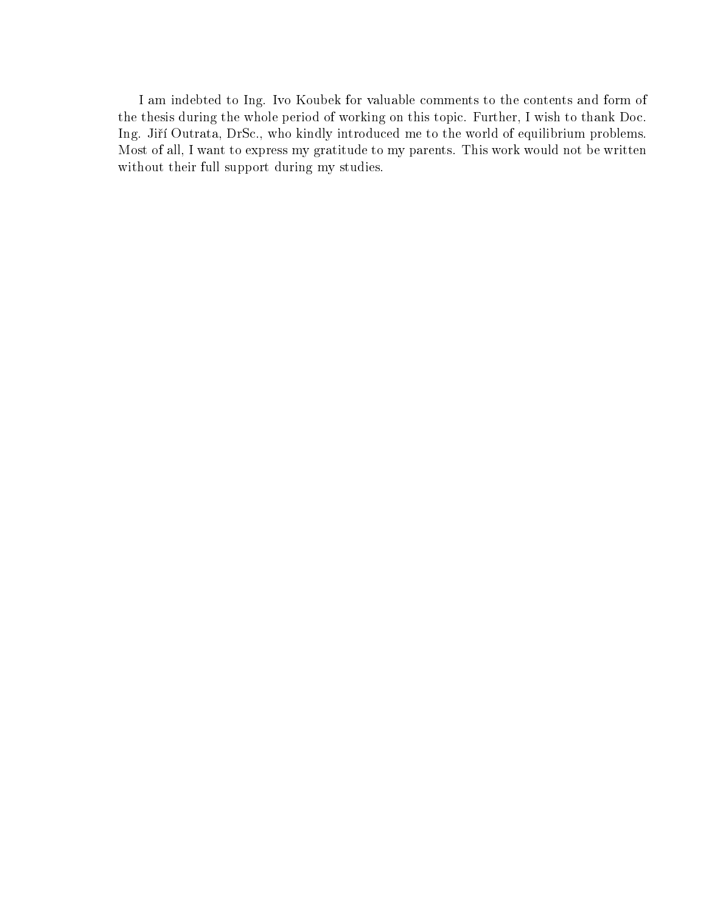I am indebted to Ing. Ivo Koubek for valuable comments to the contents and form of the thesis during the whole period of working on this topic. Further, I wish to thank Doc. Ing. Jiří Outrata, DrSc., who kindly introduced me to the world of equilibrium problems. Most of all, I want to express my gratitude to my parents. This work would not be written without their full support during my studies.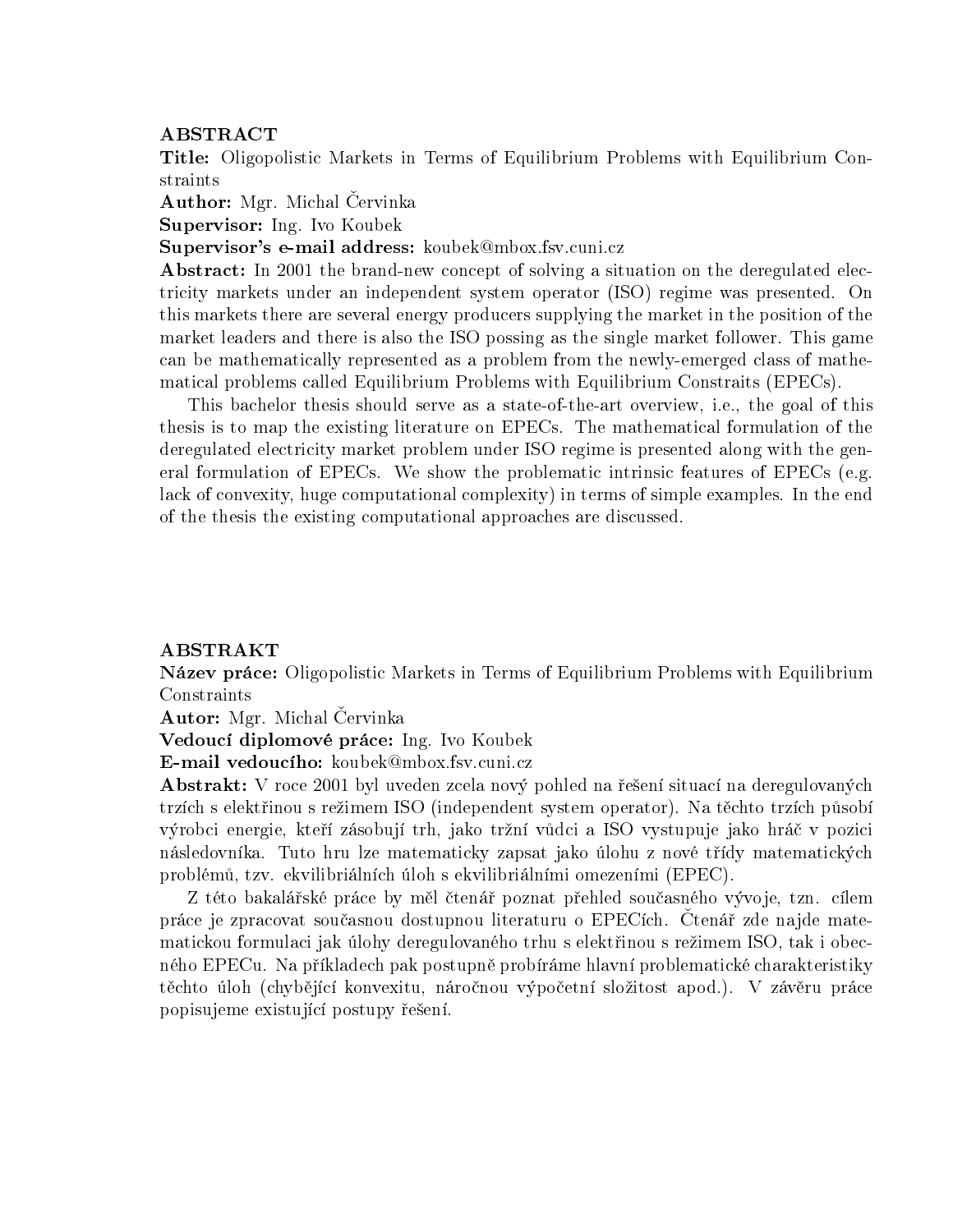## ABSTRACT

**Title:** Oligopolistic Markets in Terms of Equilibrium Problems with Equilibrium Constraints

**Author:** Mgr. Michal Červinka

**Supervisor:** Ing. Ivo Koubek

**Supervisor's e-mail address:** koubek@mbox.fsv.cuni.cz

**Abstract:** In 2001 the brand-new concept of solving a situation on the deregulated electricity markets under an independent system operator (ISO) regime was presented. On this markets there are several energy producers supplying the market in the position of the market leaders and there is also the ISO possing as the single market follower. This game can be mathematically represented as a problem from the newly-emerged class of mathematical problems called Equilibrium Problems with Equilibrium Constraits (EPECs).

This bachelor thesis should serve as a state-of-the-art overview, i.e., the goal of this thesis is to map the existing literature on EPECs. The mathematical formulation of the deregulated electricity market problem under ISO regime is presented along with the general formulation of EPECs. We show the problematic intrinsic features of EPECs (e.g. lack of convexity, huge computational complexity) in terms of simple examples. In the end of the thesis the existing computational approaches are discussed.

## ABSTRAKT

**Název práce:** Oligopolistic Markets in Terms of Equilibrium Problems with Equilibrium Constraints

**Autor:** Mgr. Michal Červinka

**Vedoucí diplomové práce:** Ing. Ivo Koubek

**E-mail vedoucího:** koubek@mbox.fsv.cuni.cz

**Abstrakt:** V roce 2001 byl uveden zcela nový pohled na řešení situací na deregulovaných trzích s elektřinou s režimem ISO (independent system operator). Na těchto trzích působí výrobci energie, kteří zásobují trh, jako tržní vůdci a ISO vystupuje jako hráč v pozici následovníka. Tuto hru lze matematicky zapsat jako úlohu z nové třídy matematických problémů, tzv. ekvilibriálních úloh s ekvilibriálními omezeními (EPEC).

Z této bakalářské práce by měl čtenář poznat přehled současného vývoje, tzn. cílem práce je zpracovat současnou dostupnou literaturu o EPECích. Čtenář zde najde matematickou formulaci jak úlohy deregulovaného trhu s elektřinou s režimem ISO, tak i obecného EPECu. Na příkladech pak postupně probíráme hlavní problematické charakteristiky těchto úloh (chybějící konvexitu, náročnou výpočetní složitost apod.). V závěru práce popisujeme existující postupy řešení.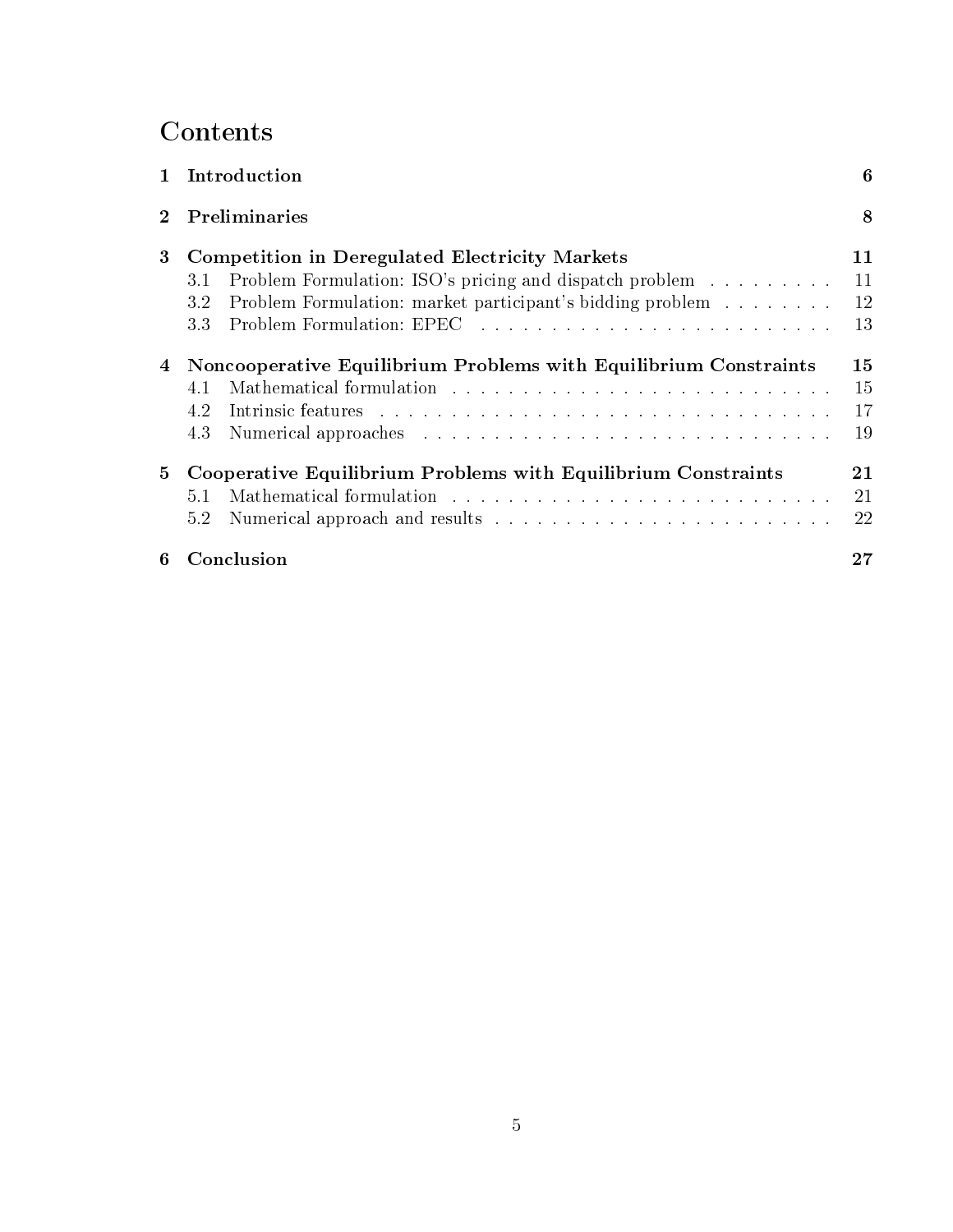# Contents

**1 Introduction** **6**

**2 Preliminaries** **8**

**3 Competition in Deregulated Electricity Markets** **11**

- 3.1 Problem Formulation: ISO's pricing and dispatch problem . . . . . . . . . . 11
- 3.2 Problem Formulation: market participant's bidding problem . . . . . . . . 12
- 3.3 Problem Formulation: EPEC . . . . . . . . . . . . . . . . . . . . . . . . . 13

**4 Noncooperative Equilibrium Problems with Equilibrium Constraints** **15**

- 4.1 Mathematical formulation . . . . . . . . . . . . . . . . . . . . . . . . . . . 15
- 4.2 Intrinsic features . . . . . . . . . . . . . . . . . . . . . . . . . . . . . . . . 17
- 4.3 Numerical approaches . . . . . . . . . . . . . . . . . . . . . . . . . . . . . 19

**5 Cooperative Equilibrium Problems with Equilibrium Constraints** **21**

- 5.1 Mathematical formulation . . . . . . . . . . . . . . . . . . . . . . . . . . . 21
- 5.2 Numerical approach and results . . . . . . . . . . . . . . . . . . . . . . . . 22

**6 Conclusion** **27**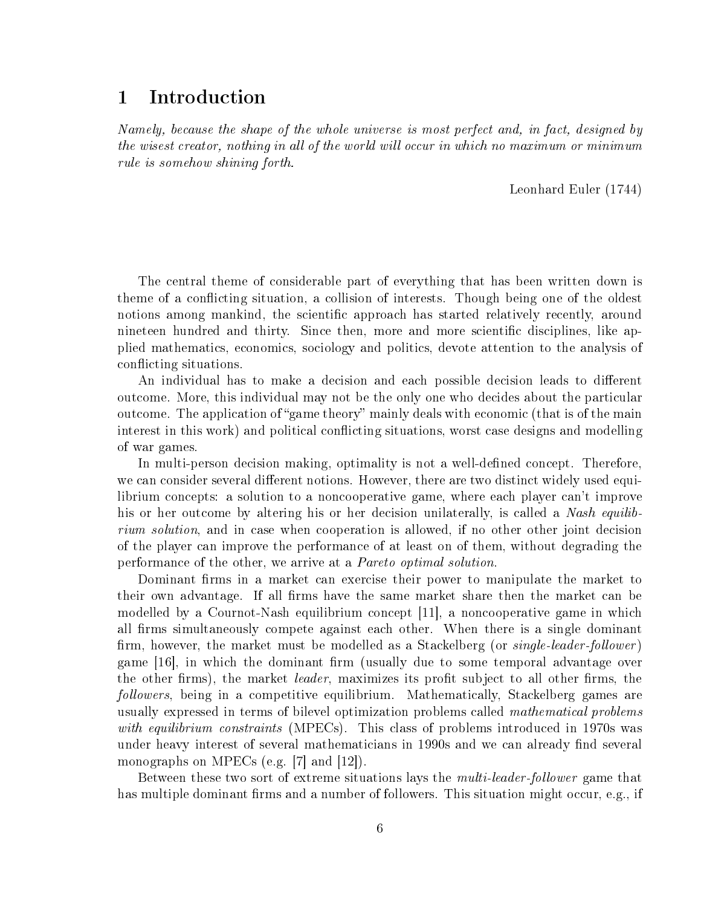# 1 Introduction

*Namely, because the shape of the whole universe is most perfect and, in fact, designed by the wisest creator, nothing in all of the world will occur in which no maximum or minimum rule is somehow shining forth.*

Leonhard Euler (1744)

The central theme of considerable part of everything that has been written down is theme of a conflicting situation, a collision of interests. Though being one of the oldest notions among mankind, the scientific approach has started relatively recently, around nineteen hundred and thirty. Since then, more and more scientific disciplines, like applied mathematics, economics, sociology and politics, devote attention to the analysis of conflicting situations.

An individual has to make a decision and each possible decision leads to different outcome. More, this individual may not be the only one who decides about the particular outcome. The application of "game theory" mainly deals with economic (that is of the main interest in this work) and political conflicting situations, worst case designs and modelling of war games.

In multi-person decision making, optimality is not a well-defined concept. Therefore, we can consider several different notions. However, there are two distinct widely used equilibrium concepts: a solution to a noncooperative game, where each player can't improve his or her outcome by altering his or her decision unilaterally, is called a *Nash equilibrium solution*, and in case when cooperation is allowed, if no other other joint decision of the player can improve the performance of at least on of them, without degrading the performance of the other, we arrive at a *Pareto optimal solution*.

Dominant firms in a market can exercise their power to manipulate the market to their own advantage. If all firms have the same market share then the market can be modelled by a Cournot-Nash equilibrium concept [11], a noncooperative game in which all firms simultaneously compete against each other. When there is a single dominant firm, however, the market must be modelled as a Stackelberg (or *single-leader-follower*) game [16], in which the dominant firm (usually due to some temporal advantage over the other firms), the market *leader*, maximizes its profit subject to all other firms, the *followers*, being in a competitive equilibrium. Mathematically, Stackelberg games are usually expressed in terms of bilevel optimization problems called *mathematical problems with equilibrium constraints* (MPECs). This class of problems introduced in 1970s was under heavy interest of several mathematicians in 1990s and we can already find several monographs on MPECs (e.g. [7] and [12]).

Between these two sort of extreme situations lays the *multi-leader-follower* game that has multiple dominant firms and a number of followers. This situation might occur, e.g., if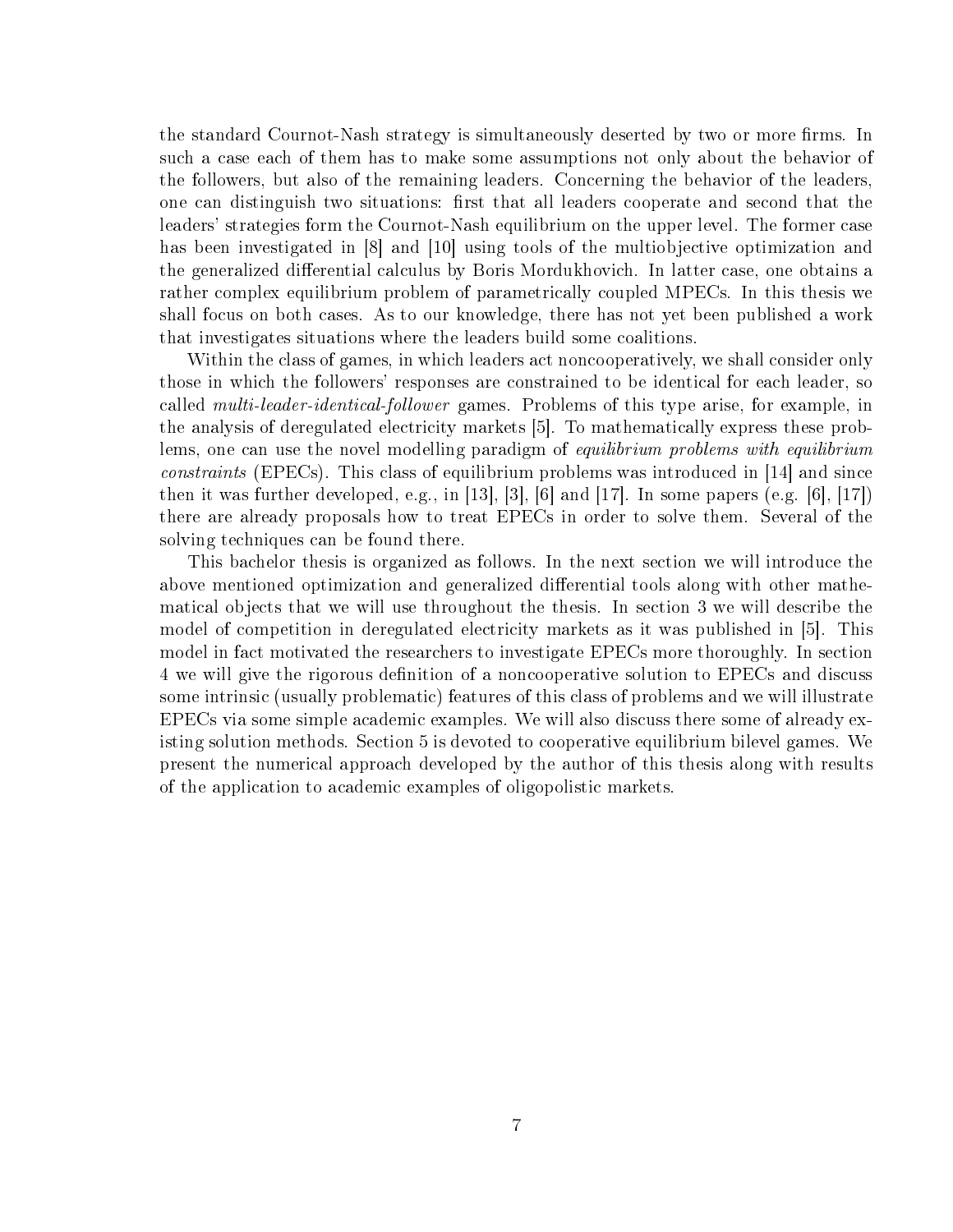the standard Cournot-Nash strategy is simultaneously deserted by two or more firms. In such a case each of them has to make some assumptions not only about the behavior of the followers, but also of the remaining leaders. Concerning the behavior of the leaders, one can distinguish two situations: first that all leaders cooperate and second that the leaders' strategies form the Cournot-Nash equilibrium on the upper level. The former case has been investigated in [8] and [10] using tools of the multiobjective optimization and the generalized differential calculus by Boris Mordukhovich. In latter case, one obtains a rather complex equilibrium problem of parametrically coupled MPECs. In this thesis we shall focus on both cases. As to our knowledge, there has not yet been published a work that investigates situations where the leaders build some coalitions.

Within the class of games, in which leaders act noncooperatively, we shall consider only those in which the followers' responses are constrained to be identical for each leader, so called *multi-leader-identical-follower* games. Problems of this type arise, for example, in the analysis of deregulated electricity markets [5]. To mathematically express these problems, one can use the novel modelling paradigm of *equilibrium problems with equilibrium constraints* (EPECs). This class of equilibrium problems was introduced in [14] and since then it was further developed, e.g., in [13], [3], [6] and [17]. In some papers (e.g. [6], [17]) there are already proposals how to treat EPECs in order to solve them. Several of the solving techniques can be found there.

This bachelor thesis is organized as follows. In the next section we will introduce the above mentioned optimization and generalized differential tools along with other mathematical objects that we will use throughout the thesis. In section 3 we will describe the model of competition in deregulated electricity markets as it was published in [5]. This model in fact motivated the researchers to investigate EPECs more thoroughly. In section 4 we will give the rigorous definition of a noncooperative solution to EPECs and discuss some intrinsic (usually problematic) features of this class of problems and we will illustrate EPECs via some simple academic examples. We will also discuss there some of already existing solution methods. Section 5 is devoted to cooperative equilibrium bilevel games. We present the numerical approach developed by the author of this thesis along with results of the application to academic examples of oligopolistic markets.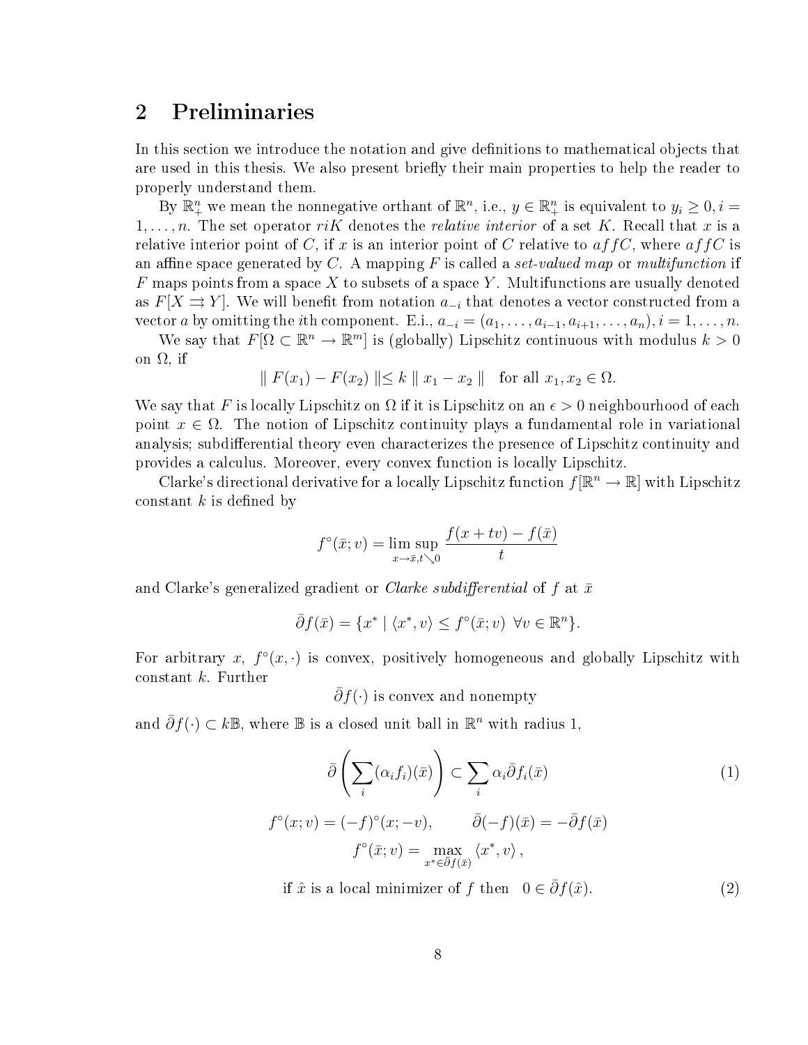## 2 Preliminaries

In this section we introduce the notation and give definitions to mathematical objects that are used in this thesis. We also present briefly their main properties to help the reader to properly understand them.

By $\mathbb{R}^n_+$ we mean the nonnegative orthant of $\mathbb{R}^n$, i.e., $y \in \mathbb{R}^n_+$ is equivalent to $y_i \geq 0, i = 1, \dots, n$. The set operator $riK$ denotes the *relative interior* of a set $K$. Recall that $x$ is a relative interior point of $C$, if $x$ is an interior point of $C$ relative to $affC$, where $affC$ is an affine space generated by $C$. A mapping $F$ is called a *set-valued map* or *multifunction* if $F$ maps points from a space $X$ to subsets of a space $Y$. Multifunctions are usually denoted as $F[X \rightrightarrows Y]$. We will benefit from notation $a_{-i}$ that denotes a vector constructed from a vector $a$ by omitting the $i$th component. E.i., $a_{-i} = (a_1, \dots, a_{i-1}, a_{i+1}, \dots, a_n), i = 1, \dots, n$.

We say that $F[\Omega \subset \mathbb{R}^n \to \mathbb{R}^m]$ is (globally) Lipschitz continuous with modulus $k > 0$ on $\Omega$, if

$$\| F(x_1) - F(x_2) \| \leq k \| x_1 - x_2 \| \quad \text{for all } x_1, x_2 \in \Omega.$$

We say that $F$ is locally Lipschitz on $\Omega$ if it is Lipschitz on an $\epsilon > 0$ neighbourhood of each point $x \in \Omega$. The notion of Lipschitz continuity plays a fundamental role in variational analysis; subdifferential theory even characterizes the presence of Lipschitz continuity and provides a calculus. Moreover, every convex function is locally Lipschitz.

Clarke's directional derivative for a locally Lipschitz function $f[\mathbb{R}^n \to \mathbb{R}]$ with Lipschitz constant $k$ is defined by

$$f^\circ(\bar{x}; v) = \limsup_{x \to \bar{x}, t \searrow 0} \frac{f(x + tv) - f(\bar{x})}{t}$$

and Clarke's generalized gradient or *Clarke subdifferential* of $f$ at $\bar{x}$

$$\bar{\partial} f(\bar{x}) = \{x^* \mid \langle x^*, v \rangle \leq f^\circ(\bar{x}; v) \;\; \forall v \in \mathbb{R}^n\}.$$

For arbitrary $x$, $f^\circ(x, \cdot)$ is convex, positively homogeneous and globally Lipschitz with constant $k$. Further

$$\bar{\partial} f(\cdot) \text{ is convex and nonempty}$$

and $\bar{\partial} f(\cdot) \subset k\mathbb{B}$, where $\mathbb{B}$ is a closed unit ball in $\mathbb{R}^n$ with radius 1,

$$\bar{\partial} \left( \sum_i (\alpha_i f_i)(\bar{x}) \right) \subset \sum_i \alpha_i \bar{\partial} f_i(\bar{x}) \tag{1}$$

$$f^\circ(x; v) = (-f)^\circ(x; -v), \qquad \bar{\partial}(-f)(\bar{x}) = -\bar{\partial} f(\bar{x})$$

$$f^\circ(\bar{x}; v) = \max_{x^* \in \bar{\partial} f(\bar{x})} \langle x^*, v \rangle,$$

$$\text{if } \hat{x} \text{ is a local minimizer of } f \text{ then } \quad 0 \in \bar{\partial} f(\hat{x}). \tag{2}$$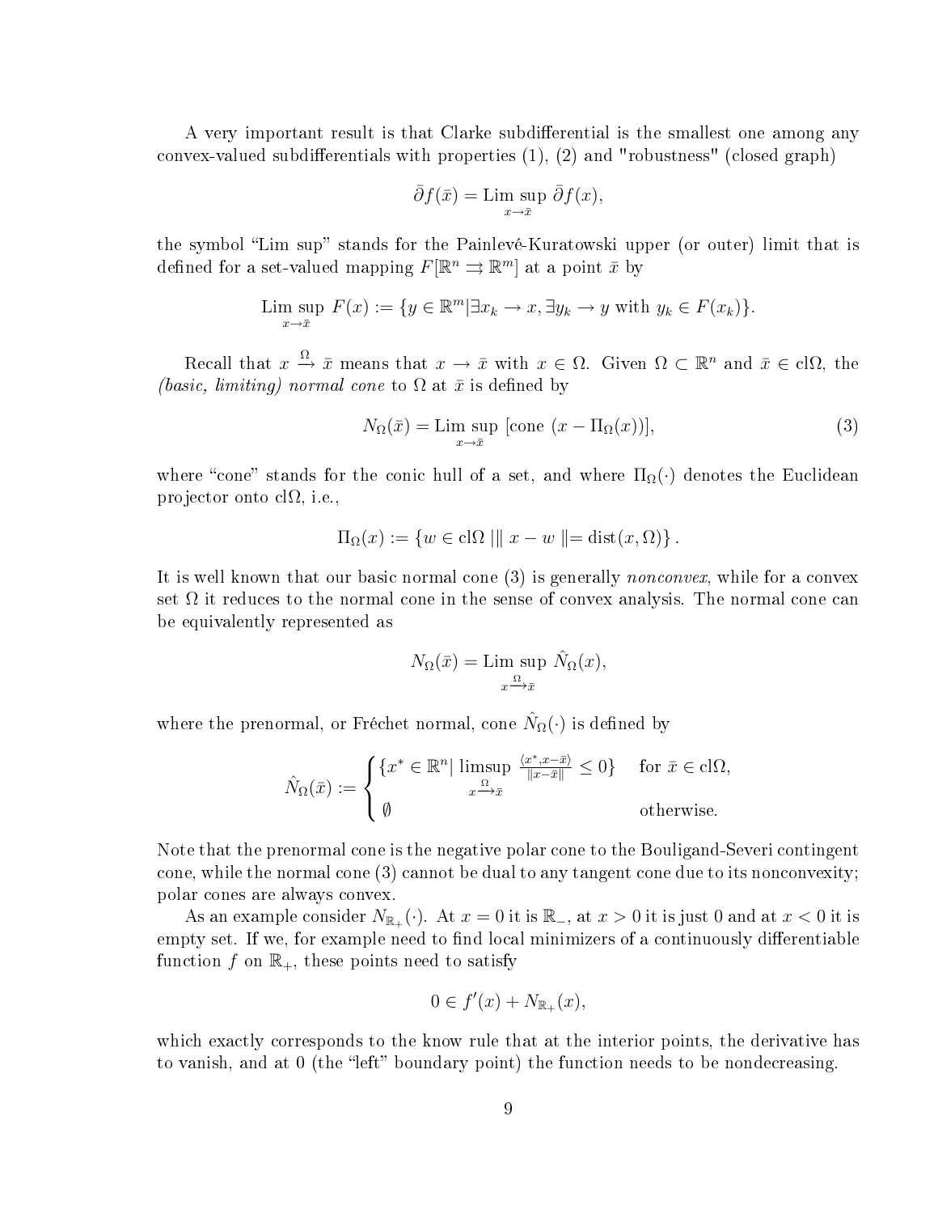A very important result is that Clarke subdifferential is the smallest one among any convex-valued subdifferentials with properties (1), (2) and "robustness" (closed graph)

$$\bar{\partial} f(\bar{x}) = \mathop{\mathrm{Lim\,sup}}_{x \to \bar{x}} \bar{\partial} f(x),$$

the symbol "Lim sup" stands for the Painlevé-Kuratowski upper (or outer) limit that is defined for a set-valued mapping $F[\mathbb{R}^n \rightrightarrows \mathbb{R}^m]$ at a point $\bar{x}$ by

$$\mathop{\mathrm{Lim\,sup}}_{x \to \bar{x}} F(x) := \{ y \in \mathbb{R}^m | \exists x_k \to x, \exists y_k \to y \text{ with } y_k \in F(x_k) \}.$$

Recall that $x \xrightarrow{\Omega} \bar{x}$ means that $x \to \bar{x}$ with $x \in \Omega$. Given $\Omega \subset \mathbb{R}^n$ and $\bar{x} \in \mathrm{cl}\Omega$, the *(basic, limiting) normal cone* to $\Omega$ at $\bar{x}$ is defined by

$$N_\Omega(\bar{x}) = \mathop{\mathrm{Lim\,sup}}_{x \to \bar{x}} \, [\text{cone } (x - \Pi_\Omega(x))], \tag{3}$$

where "cone" stands for the conic hull of a set, and where $\Pi_\Omega(\cdot)$ denotes the Euclidean projector onto $\mathrm{cl}\Omega$, i.e.,

$$\Pi_\Omega(x) := \{ w \in \mathrm{cl}\Omega \, | \| \, x - w \, \| = \mathrm{dist}(x, \Omega) \}.$$

It is well known that our basic normal cone (3) is generally *nonconvex*, while for a convex set $\Omega$ it reduces to the normal cone in the sense of convex analysis. The normal cone can be equivalently represented as

$$N_\Omega(\bar{x}) = \mathop{\mathrm{Lim\,sup}}_{x \xrightarrow{\Omega} \bar{x}} \hat{N}_\Omega(x),$$

where the prenormal, or Fréchet normal, cone $\hat{N}_\Omega(\cdot)$ is defined by

$$\hat{N}_\Omega(\bar{x}) := \begin{cases} \{ x^* \in \mathbb{R}^n | \limsup\limits_{x \xrightarrow{\Omega} \bar{x}} \frac{\langle x^*, x - \bar{x} \rangle}{\| x - \bar{x} \|} \le 0 \} & \text{for } \bar{x} \in \mathrm{cl}\Omega, \\ \emptyset & \text{otherwise.} \end{cases}$$

Note that the prenormal cone is the negative polar cone to the Bouligand-Severi contingent cone, while the normal cone (3) cannot be dual to any tangent cone due to its nonconvexity; polar cones are always convex.

As an example consider $N_{\mathbb{R}_+}(\cdot)$. At $x = 0$ it is $\mathbb{R}_-$, at $x > 0$ it is just 0 and at $x < 0$ it is empty set. If we, for example need to find local minimizers of a continuously differentiable function $f$ on $\mathbb{R}_+$, these points need to satisfy

$$0 \in f'(x) + N_{\mathbb{R}_+}(x),$$

which exactly corresponds to the know rule that at the interior points, the derivative has to vanish, and at 0 (the "left" boundary point) the function needs to be nondecreasing.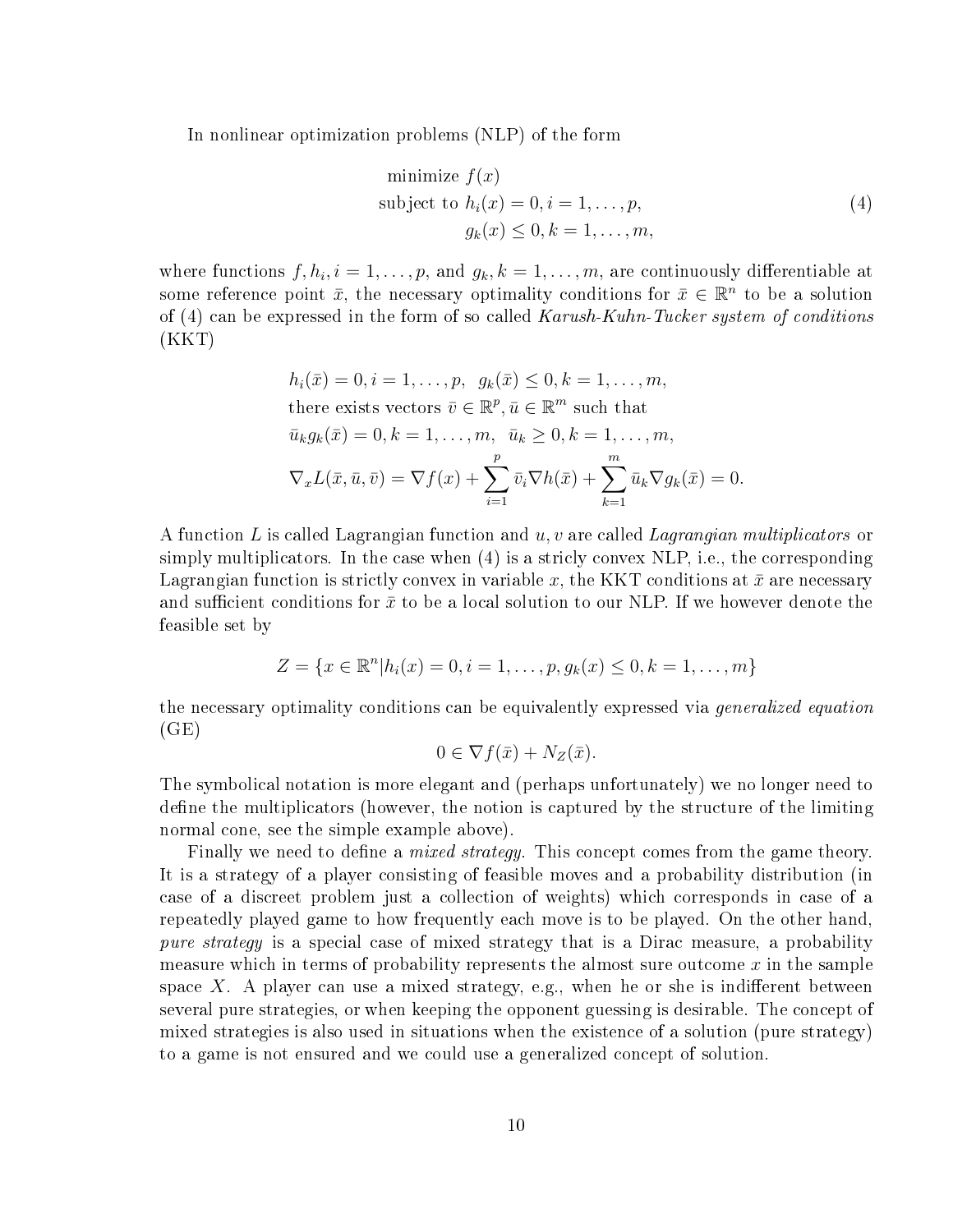In nonlinear optimization problems (NLP) of the form

$$
\begin{aligned}
&\text{minimize } f(x) \\
&\text{subject to } h_i(x) = 0, i = 1, \dots, p, \\
&\qquad\qquad\quad g_k(x) \leq 0, k = 1, \dots, m,
\end{aligned}
\tag{4}
$$

where functions $f, h_i, i = 1, \dots, p$, and $g_k, k = 1, \dots, m$, are continuously differentiable at some reference point $\bar{x}$, the necessary optimality conditions for $\bar{x} \in \mathbb{R}^n$ to be a solution of (4) can be expressed in the form of so called *Karush-Kuhn-Tucker system of conditions* (KKT)

$$
\begin{aligned}
&h_i(\bar{x}) = 0, i = 1, \dots, p, \;\; g_k(\bar{x}) \leq 0, k = 1, \dots, m, \\
&\text{there exists vectors } \bar{v} \in \mathbb{R}^p, \bar{u} \in \mathbb{R}^m \text{ such that} \\
&\bar{u}_k g_k(\bar{x}) = 0, k = 1, \dots, m, \;\; \bar{u}_k \geq 0, k = 1, \dots, m, \\
&\nabla_x L(\bar{x}, \bar{u}, \bar{v}) = \nabla f(x) + \sum_{i=1}^{p} \bar{v}_i \nabla h(\bar{x}) + \sum_{k=1}^{m} \bar{u}_k \nabla g_k(\bar{x}) = 0.
\end{aligned}
$$

A function $L$ is called Lagrangian function and $u, v$ are called *Lagrangian multiplicators* or simply multiplicators. In the case when (4) is a stricly convex NLP, i.e., the corresponding Lagrangian function is strictly convex in variable $x$, the KKT conditions at $\bar{x}$ are necessary and sufficient conditions for $\bar{x}$ to be a local solution to our NLP. If we however denote the feasible set by

$$
Z = \{x \in \mathbb{R}^n | h_i(x) = 0, i = 1, \dots, p, g_k(x) \leq 0, k = 1, \dots, m\}
$$

the necessary optimality conditions can be equivalently expressed via *generalized equation* (GE)

$$
0 \in \nabla f(\bar{x}) + N_Z(\bar{x}).
$$

The symbolical notation is more elegant and (perhaps unfortunately) we no longer need to define the multiplicators (however, the notion is captured by the structure of the limiting normal cone, see the simple example above).

Finally we need to define a *mixed strategy*. This concept comes from the game theory. It is a strategy of a player consisting of feasible moves and a probability distribution (in case of a discreet problem just a collection of weights) which corresponds in case of a repeatedly played game to how frequently each move is to be played. On the other hand, *pure strategy* is a special case of mixed strategy that is a Dirac measure, a probability measure which in terms of probability represents the almost sure outcome $x$ in the sample space $X$. A player can use a mixed strategy, e.g., when he or she is indifferent between several pure strategies, or when keeping the opponent guessing is desirable. The concept of mixed strategies is also used in situations when the existence of a solution (pure strategy) to a game is not ensured and we could use a generalized concept of solution.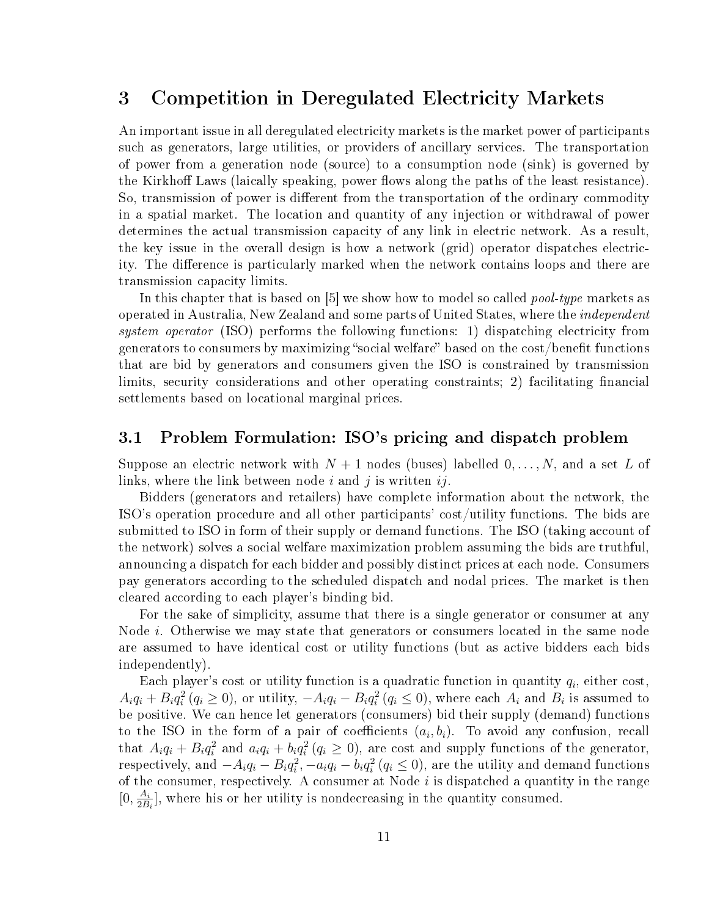# 3 Competition in Deregulated Electricity Markets

An important issue in all deregulated electricity markets is the market power of participants such as generators, large utilities, or providers of ancillary services. The transportation of power from a generation node (source) to a consumption node (sink) is governed by the Kirkhoff Laws (laically speaking, power flows along the paths of the least resistance). So, transmission of power is different from the transportation of the ordinary commodity in a spatial market. The location and quantity of any injection or withdrawal of power determines the actual transmission capacity of any link in electric network. As a result, the key issue in the overall design is how a network (grid) operator dispatches electricity. The difference is particularly marked when the network contains loops and there are transmission capacity limits.

In this chapter that is based on [5] we show how to model so called *pool-type* markets as operated in Australia, New Zealand and some parts of United States, where the *independent system operator* (ISO) performs the following functions: 1) dispatching electricity from generators to consumers by maximizing "social welfare" based on the cost/benefit functions that are bid by generators and consumers given the ISO is constrained by transmission limits, security considerations and other operating constraints; 2) facilitating financial settlements based on locational marginal prices.

## 3.1 Problem Formulation: ISO's pricing and dispatch problem

Suppose an electric network with $N+1$ nodes (buses) labelled $0,\ldots,N$, and a set $L$ of links, where the link between node $i$ and $j$ is written $ij$.

Bidders (generators and retailers) have complete information about the network, the ISO's operation procedure and all other participants' cost/utility functions. The bids are submitted to ISO in form of their supply or demand functions. The ISO (taking account of the network) solves a social welfare maximization problem assuming the bids are truthful, announcing a dispatch for each bidder and possibly distinct prices at each node. Consumers pay generators according to the scheduled dispatch and nodal prices. The market is then cleared according to each player's binding bid.

For the sake of simplicity, assume that there is a single generator or consumer at any Node $i$. Otherwise we may state that generators or consumers located in the same node are assumed to have identical cost or utility functions (but as active bidders each bids independently).

Each player's cost or utility function is a quadratic function in quantity $q_i$, either cost, $A_i q_i + B_i q_i^2$ $(q_i \geq 0)$, or utility, $-A_i q_i - B_i q_i^2$ $(q_i \leq 0)$, where each $A_i$ and $B_i$ is assumed to be positive. We can hence let generators (consumers) bid their supply (demand) functions to the ISO in the form of a pair of coefficients $(a_i, b_i)$. To avoid any confusion, recall that $A_i q_i + B_i q_i^2$ and $a_i q_i + b_i q_i^2$ $(q_i \geq 0)$, are cost and supply functions of the generator, respectively, and $-A_i q_i - B_i q_i^2, -a_i q_i - b_i q_i^2$ $(q_i \leq 0)$, are the utility and demand functions of the consumer, respectively. A consumer at Node $i$ is dispatched a quantity in the range $[0, \frac{A_i}{2B_i}]$, where his or her utility is nondecreasing in the quantity consumed.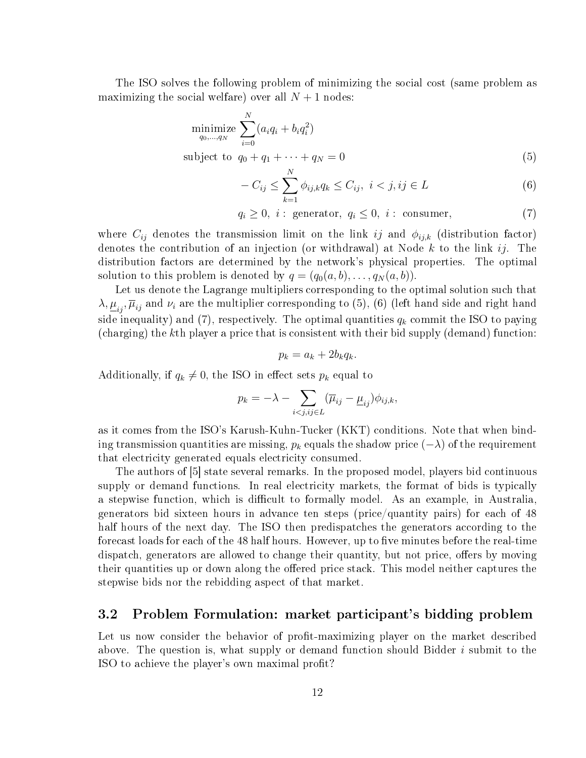The ISO solves the following problem of minimizing the social cost (same problem as maximizing the social welfare) over all $N+1$ nodes:

$$
\begin{aligned}
\underset{q_0,\ldots,q_N}{\text{minimize}} \ & \sum_{i=0}^{N}(a_i q_i + b_i q_i^2) \\
\text{subject to} \ & q_0 + q_1 + \cdots + q_N = 0 && (5) \\
& -C_{ij} \le \sum_{k=1}^{N} \phi_{ij,k} q_k \le C_{ij}, \ i<j, ij \in L && (6) \\
& q_i \ge 0, \ i: \text{ generator}, \ q_i \le 0, \ i: \text{ consumer}, && (7)
\end{aligned}
$$

where $C_{ij}$ denotes the transmission limit on the link $ij$ and $\phi_{ij,k}$ (distribution factor) denotes the contribution of an injection (or withdrawal) at Node $k$ to the link $ij$. The distribution factors are determined by the network's physical properties. The optimal solution to this problem is denoted by $q = (q_0(a,b), \ldots, q_N(a,b))$.

Let us denote the Lagrange multipliers corresponding to the optimal solution such that $\lambda, \underline{\mu}_{ij}, \overline{\mu}_{ij}$ and $\nu_i$ are the multiplier corresponding to (5), (6) (left hand side and right hand side inequality) and (7), respectively. The optimal quantities $q_k$ commit the ISO to paying (charging) the $k$th player a price that is consistent with their bid supply (demand) function:

$$p_k = a_k + 2b_k q_k.$$

Additionally, if $q_k \neq 0$, the ISO in effect sets $p_k$ equal to

$$p_k = -\lambda - \sum_{i<j, ij \in L} (\overline{\mu}_{ij} - \underline{\mu}_{ij})\phi_{ij,k},$$

as it comes from the ISO's Karush-Kuhn-Tucker (KKT) conditions. Note that when binding transmission quantities are missing, $p_k$ equals the shadow price $(-\lambda)$ of the requirement that electricity generated equals electricity consumed.

The authors of [5] state several remarks. In the proposed model, players bid continuous supply or demand functions. In real electricity markets, the format of bids is typically a stepwise function, which is difficult to formally model. As an example, in Australia, generators bid sixteen hours in advance ten steps (price/quantity pairs) for each of 48 half hours of the next day. The ISO then predispatches the generators according to the forecast loads for each of the 48 half hours. However, up to five minutes before the real-time dispatch, generators are allowed to change their quantity, but not price, offers by moving their quantities up or down along the offered price stack. This model neither captures the stepwise bids nor the rebidding aspect of that market.

### 3.2 Problem Formulation: market participant's bidding problem

Let us now consider the behavior of profit-maximizing player on the market described above. The question is, what supply or demand function should Bidder $i$ submit to the ISO to achieve the player's own maximal profit?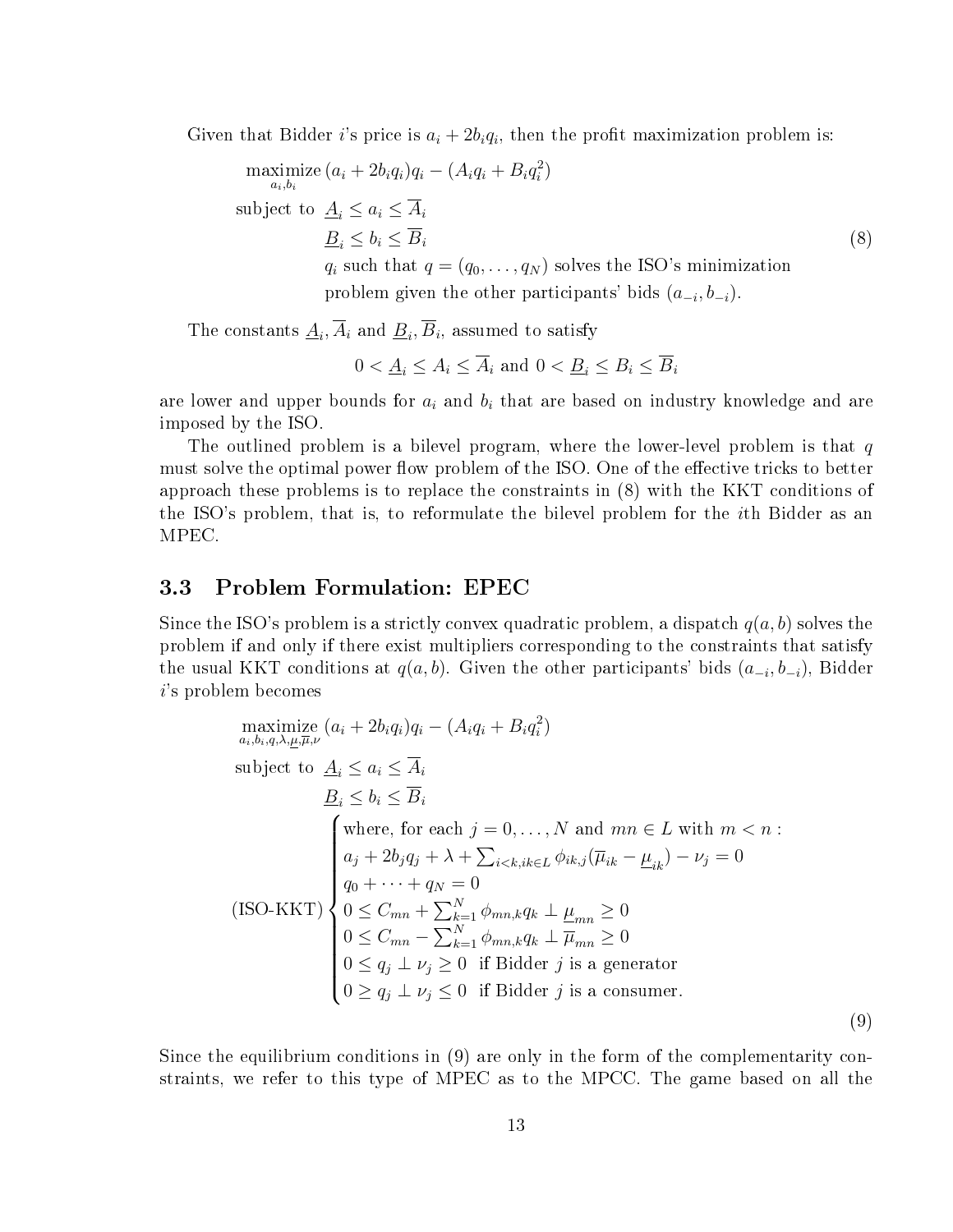Given that Bidder $i$'s price is $a_i + 2b_iq_i$, then the profit maximization problem is:

$$
\begin{aligned}
\underset{a_i,b_i}{\text{maximize}}\ & (a_i + 2b_iq_i)q_i - (A_iq_i + B_iq_i^2) \\
\text{subject to}\ & \underline{A}_i \leq a_i \leq \overline{A}_i \\
& \underline{B}_i \leq b_i \leq \overline{B}_i \\
& q_i \text{ such that } q = (q_0, \ldots, q_N) \text{ solves the ISO's minimization} \\
& \text{problem given the other participants' bids } (a_{-i}, b_{-i}).
\end{aligned} \tag{8}
$$

The constants $\underline{A}_i, \overline{A}_i$ and $\underline{B}_i, \overline{B}_i$, assumed to satisfy

$$0 < \underline{A}_i \leq A_i \leq \overline{A}_i \text{ and } 0 < \underline{B}_i \leq B_i \leq \overline{B}_i$$

are lower and upper bounds for $a_i$ and $b_i$ that are based on industry knowledge and are imposed by the ISO.

The outlined problem is a bilevel program, where the lower-level problem is that $q$ must solve the optimal power flow problem of the ISO. One of the effective tricks to better approach these problems is to replace the constraints in (8) with the KKT conditions of the ISO's problem, that is, to reformulate the bilevel problem for the $i$th Bidder as an MPEC.

### 3.3 Problem Formulation: EPEC

Since the ISO's problem is a strictly convex quadratic problem, a dispatch $q(a, b)$ solves the problem if and only if there exist multipliers corresponding to the constraints that satisfy the usual KKT conditions at $q(a, b)$. Given the other participants' bids $(a_{-i}, b_{-i})$, Bidder $i$'s problem becomes

$$
\begin{aligned}
\underset{a_i,b_i,q,\lambda,\underline{\mu},\overline{\mu},\nu}{\text{maximize}}\ & (a_i + 2b_iq_i)q_i - (A_iq_i + B_iq_i^2) \\
\text{subject to}\ & \underline{A}_i \leq a_i \leq \overline{A}_i \\
& \underline{B}_i \leq b_i \leq \overline{B}_i \\
(\text{ISO-KKT}) & \begin{cases}
\text{where, for each } j = 0, \ldots, N \text{ and } mn \in L \text{ with } m < n: \\
a_j + 2b_jq_j + \lambda + \sum_{i<k, ik \in L} \phi_{ik,j}(\overline{\mu}_{ik} - \underline{\mu}_{ik}) - \nu_j = 0 \\
q_0 + \cdots + q_N = 0 \\
0 \leq C_{mn} + \sum_{k=1}^{N} \phi_{mn,k}q_k \perp \underline{\mu}_{mn} \geq 0 \\
0 \leq C_{mn} - \sum_{k=1}^{N} \phi_{mn,k}q_k \perp \overline{\mu}_{mn} \geq 0 \\
0 \leq q_j \perp \nu_j \geq 0 \ \text{ if Bidder } j \text{ is a generator} \\
0 \geq q_j \perp \nu_j \leq 0 \ \text{ if Bidder } j \text{ is a consumer.}
\end{cases}
\end{aligned} \tag{9}
$$

Since the equilibrium conditions in (9) are only in the form of the complementarity constraints, we refer to this type of MPEC as to the MPCC. The game based on all the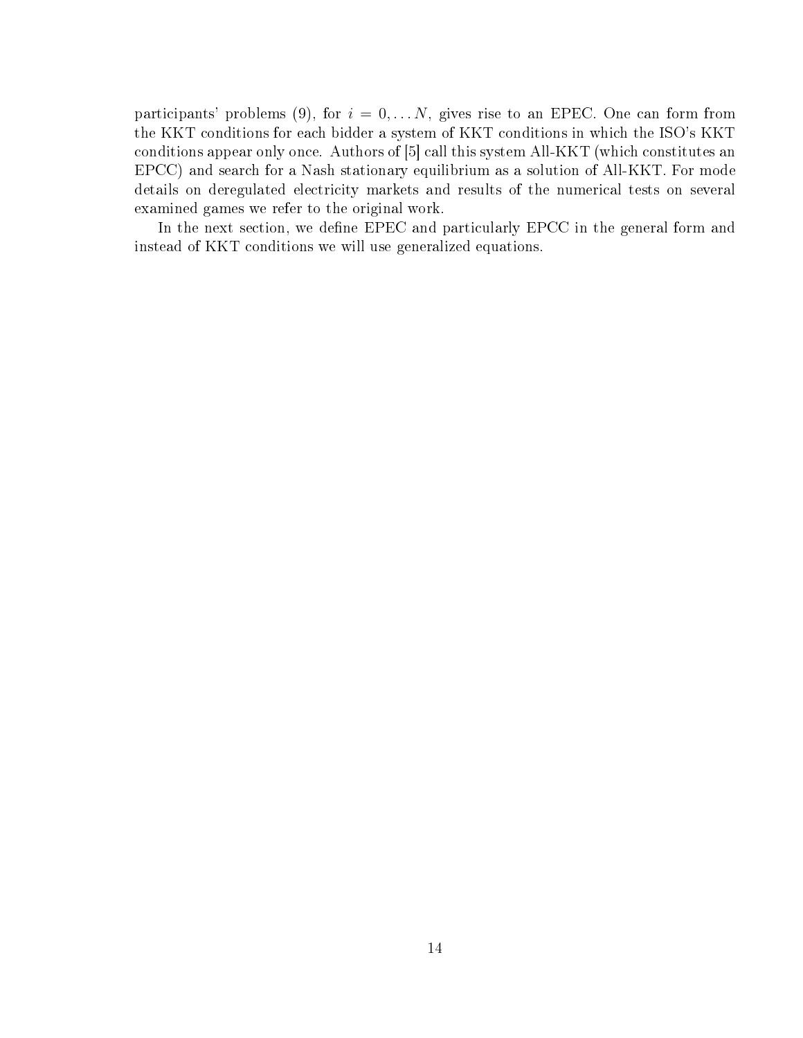participants' problems (9), for $i = 0, \dots N$, gives rise to an EPEC. One can form from the KKT conditions for each bidder a system of KKT conditions in which the ISO's KKT conditions appear only once. Authors of [5] call this system All-KKT (which constitutes an EPCC) and search for a Nash stationary equilibrium as a solution of All-KKT. For mode details on deregulated electricity markets and results of the numerical tests on several examined games we refer to the original work.

In the next section, we define EPEC and particularly EPCC in the general form and instead of KKT conditions we will use generalized equations.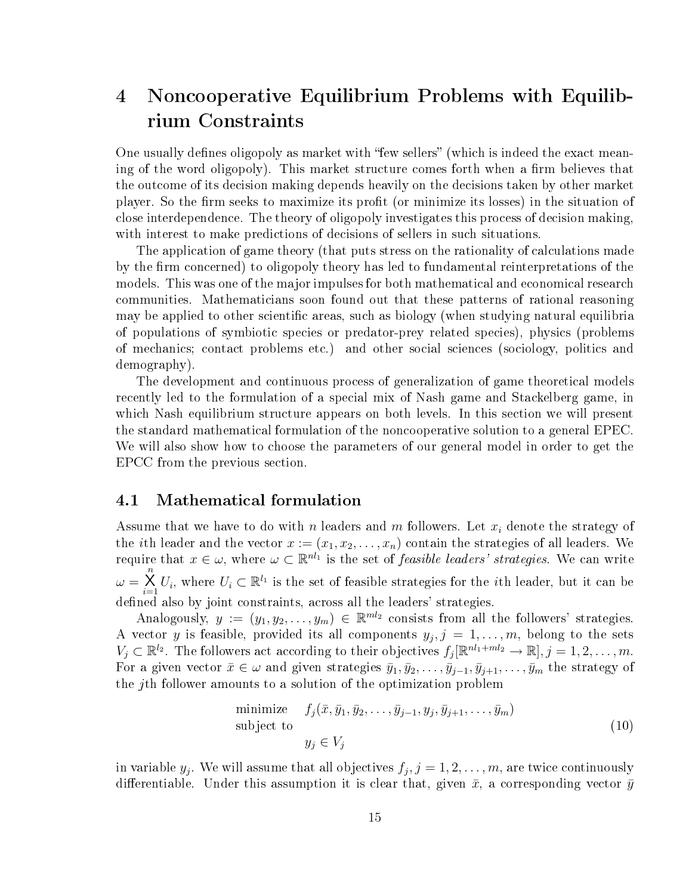# 4 Noncooperative Equilibrium Problems with Equilibrium Constraints

One usually defines oligopoly as market with "few sellers" (which is indeed the exact meaning of the word oligopoly). This market structure comes forth when a firm believes that the outcome of its decision making depends heavily on the decisions taken by other market player. So the firm seeks to maximize its profit (or minimize its losses) in the situation of close interdependence. The theory of oligopoly investigates this process of decision making, with interest to make predictions of decisions of sellers in such situations.

The application of game theory (that puts stress on the rationality of calculations made by the firm concerned) to oligopoly theory has led to fundamental reinterpretations of the models. This was one of the major impulses for both mathematical and economical research communities. Mathematicians soon found out that these patterns of rational reasoning may be applied to other scientific areas, such as biology (when studying natural equilibria of populations of symbiotic species or predator-prey related species), physics (problems of mechanics; contact problems etc.) and other social sciences (sociology, politics and demography).

The development and continuous process of generalization of game theoretical models recently led to the formulation of a special mix of Nash game and Stackelberg game, in which Nash equilibrium structure appears on both levels. In this section we will present the standard mathematical formulation of the noncooperative solution to a general EPEC. We will also show how to choose the parameters of our general model in order to get the EPCC from the previous section.

## 4.1 Mathematical formulation

Assume that we have to do with $n$ leaders and $m$ followers. Let $x_i$ denote the strategy of the $i$th leader and the vector $x := (x_1, x_2, \ldots, x_n)$ contain the strategies of all leaders. We require that $x \in \omega$, where $\omega \subset \mathbb{R}^{nl_1}$ is the set of *feasible leaders' strategies*. We can write $\omega = \bigtimes_{i=1}^{n} U_i$, where $U_i \subset \mathbb{R}^{l_1}$ is the set of feasible strategies for the $i$th leader, but it can be defined also by joint constraints, across all the leaders' strategies.

Analogously, $y := (y_1, y_2, \ldots, y_m) \in \mathbb{R}^{ml_2}$ consists from all the followers' strategies. A vector $y$ is feasible, provided its all components $y_j, j = 1, \ldots, m$, belong to the sets $V_j \subset \mathbb{R}^{l_2}$. The followers act according to their objectives $f_j[\mathbb{R}^{nl_1+ml_2} \to \mathbb{R}], j = 1, 2, \ldots, m$. For a given vector $\bar{x} \in \omega$ and given strategies $\bar{y}_1, \bar{y}_2, \ldots, \bar{y}_{j-1}, \bar{y}_{j+1}, \ldots, \bar{y}_m$ the strategy of the $j$th follower amounts to a solution of the optimization problem

$$
\begin{array}{ll}
\text{minimize} & f_j(\bar{x}, \bar{y}_1, \bar{y}_2, \ldots, \bar{y}_{j-1}, y_j, \bar{y}_{j+1}, \ldots, \bar{y}_m) \\
\text{subject to} & \\
& y_j \in V_j
\end{array}
\tag{10}
$$

in variable $y_j$. We will assume that all objectives $f_j, j = 1, 2, \ldots, m$, are twice continuously differentiable. Under this assumption it is clear that, given $\bar{x}$, a corresponding vector $\bar{y}$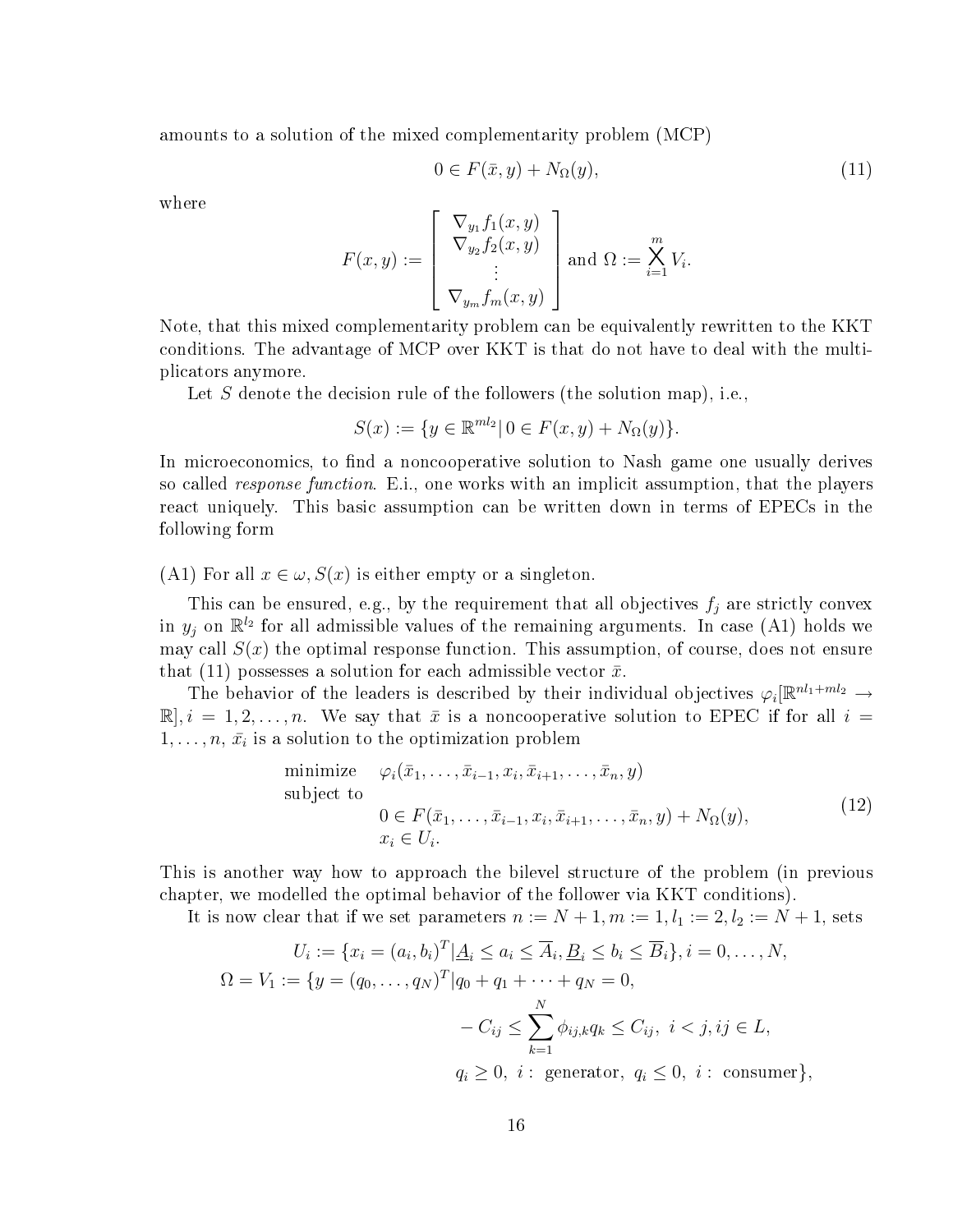amounts to a solution of the mixed complementarity problem (MCP)

$$0 \in F(\bar{x}, y) + N_\Omega(y), \tag{11}$$

where

$$F(x,y) := \begin{bmatrix} \nabla_{y_1} f_1(x,y) \\ \nabla_{y_2} f_2(x,y) \\ \vdots \\ \nabla_{y_m} f_m(x,y) \end{bmatrix} \text{ and } \Omega := \bigtimes_{i=1}^{m} V_i.$$

Note, that this mixed complementarity problem can be equivalently rewritten to the KKT conditions. The advantage of MCP over KKT is that do not have to deal with the multiplicators anymore.

Let $S$ denote the decision rule of the followers (the solution map), i.e.,

$$S(x) := \{y \in \mathbb{R}^{ml_2} |\, 0 \in F(x,y) + N_\Omega(y)\}.$$

In microeconomics, to find a noncooperative solution to Nash game one usually derives so called *response function*. E.i., one works with an implicit assumption, that the players react uniquely. This basic assumption can be written down in terms of EPECs in the following form

(A1) For all $x \in \omega$, $S(x)$ is either empty or a singleton.

This can be ensured, e.g., by the requirement that all objectives $f_j$ are strictly convex in $y_j$ on $\mathbb{R}^{l_2}$ for all admissible values of the remaining arguments. In case (A1) holds we may call $S(x)$ the optimal response function. This assumption, of course, does not ensure that (11) possesses a solution for each admissible vector $\bar{x}$.

The behavior of the leaders is described by their individual objectives $\varphi_i[\mathbb{R}^{nl_1+ml_2} \to \mathbb{R}]$, $i = 1, 2, \ldots, n$. We say that $\bar{x}$ is a noncooperative solution to EPEC if for all $i = 1, \ldots, n$, $\bar{x}_i$ is a solution to the optimization problem

$$\begin{array}{ll} \text{minimize} & \varphi_i(\bar{x}_1, \ldots, \bar{x}_{i-1}, x_i, \bar{x}_{i+1}, \ldots, \bar{x}_n, y) \\ \text{subject to} & \\ & 0 \in F(\bar{x}_1, \ldots, \bar{x}_{i-1}, x_i, \bar{x}_{i+1}, \ldots, \bar{x}_n, y) + N_\Omega(y), \\ & x_i \in U_i. \end{array} \tag{12}$$

This is another way how to approach the bilevel structure of the problem (in previous chapter, we modelled the optimal behavior of the follower via KKT conditions).

It is now clear that if we set parameters $n := N+1, m := 1, l_1 := 2, l_2 := N+1$, sets

$$\begin{aligned} U_i &:= \{x_i = (a_i, b_i)^T | \underline{A}_i \le a_i \le \overline{A}_i, \underline{B}_i \le b_i \le \overline{B}_i\}, i = 0, \ldots, N, \\ \Omega = V_1 &:= \{y = (q_0, \ldots, q_N)^T | q_0 + q_1 + \cdots + q_N = 0, \\ &\qquad - C_{ij} \le \sum_{k=1}^{N} \phi_{ij,k} q_k \le C_{ij},\ i < j, ij \in L, \\ &\qquad q_i \ge 0,\ i: \text{ generator},\ q_i \le 0,\ i: \text{ consumer}\}, \end{aligned}$$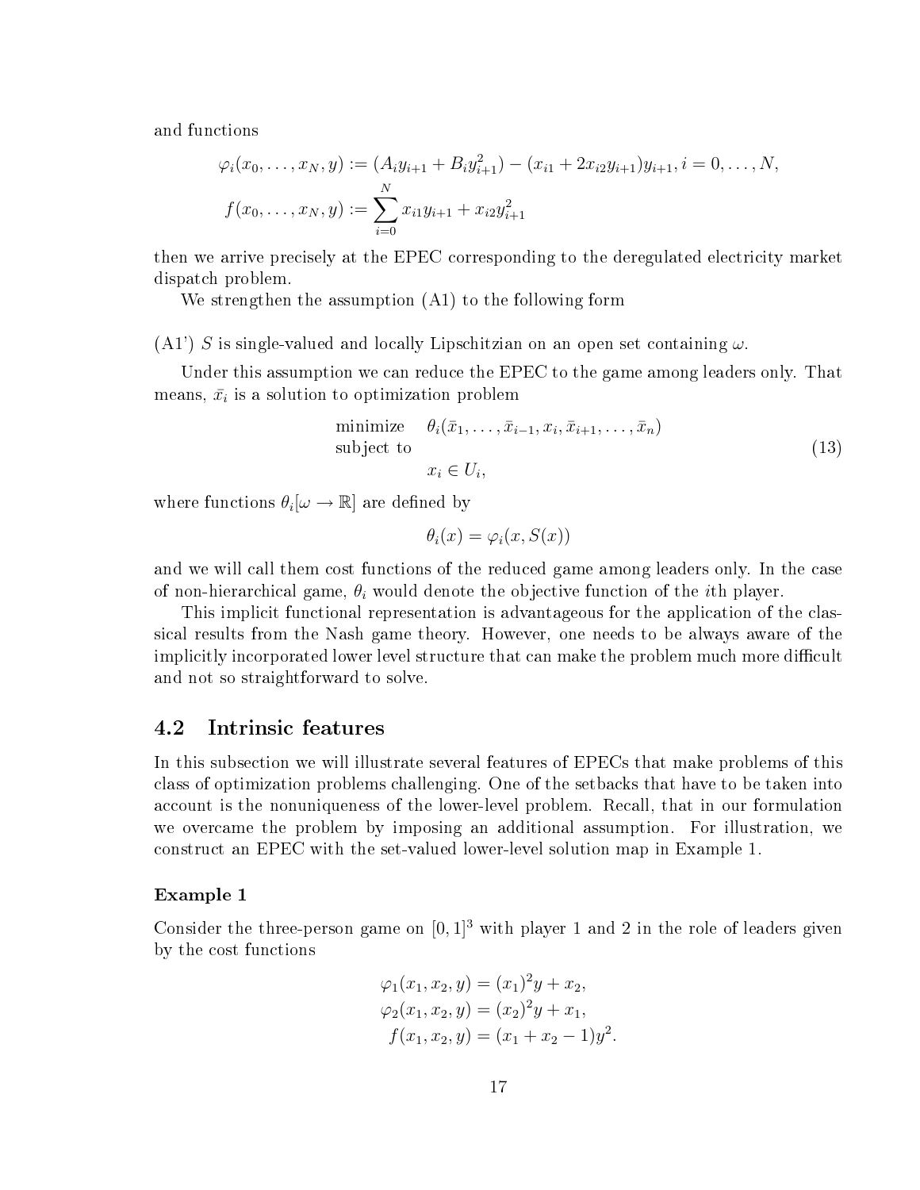and functions

$$\varphi_i(x_0, \ldots, x_N, y) := (A_i y_{i+1} + B_i y_{i+1}^2) - (x_{i1} + 2x_{i2} y_{i+1}) y_{i+1}, i = 0, \ldots, N,$$

$$f(x_0, \ldots, x_N, y) := \sum_{i=0}^{N} x_{i1} y_{i+1} + x_{i2} y_{i+1}^2$$

then we arrive precisely at the EPEC corresponding to the deregulated electricity market dispatch problem.

We strengthen the assumption (A1) to the following form

(A1') $S$ is single-valued and locally Lipschitzian on an open set containing $\omega$.

Under this assumption we can reduce the EPEC to the game among leaders only. That means, $\bar{x}_i$ is a solution to optimization problem

$$\begin{array}{ll} \text{minimize} & \theta_i(\bar{x}_1, \ldots, \bar{x}_{i-1}, x_i, \bar{x}_{i+1}, \ldots, \bar{x}_n) \\ \text{subject to} & \\ & x_i \in U_i, \end{array} \tag{13}$$

where functions $\theta_i[\omega \to \mathbb{R}]$ are defined by

$$\theta_i(x) = \varphi_i(x, S(x))$$

and we will call them cost functions of the reduced game among leaders only. In the case of non-hierarchical game, $\theta_i$ would denote the objective function of the $i$th player.

This implicit functional representation is advantageous for the application of the classical results from the Nash game theory. However, one needs to be always aware of the implicitly incorporated lower level structure that can make the problem much more difficult and not so straightforward to solve.

## 4.2 Intrinsic features

In this subsection we will illustrate several features of EPECs that make problems of this class of optimization problems challenging. One of the setbacks that have to be taken into account is the nonuniqueness of the lower-level problem. Recall, that in our formulation we overcame the problem by imposing an additional assumption. For illustration, we construct an EPEC with the set-valued lower-level solution map in Example 1.

#### Example 1

Consider the three-person game on $[0, 1]^3$ with player 1 and 2 in the role of leaders given by the cost functions

$$\begin{aligned} \varphi_1(x_1, x_2, y) &= (x_1)^2 y + x_2, \\ \varphi_2(x_1, x_2, y) &= (x_2)^2 y + x_1, \\ f(x_1, x_2, y) &= (x_1 + x_2 - 1) y^2. \end{aligned}$$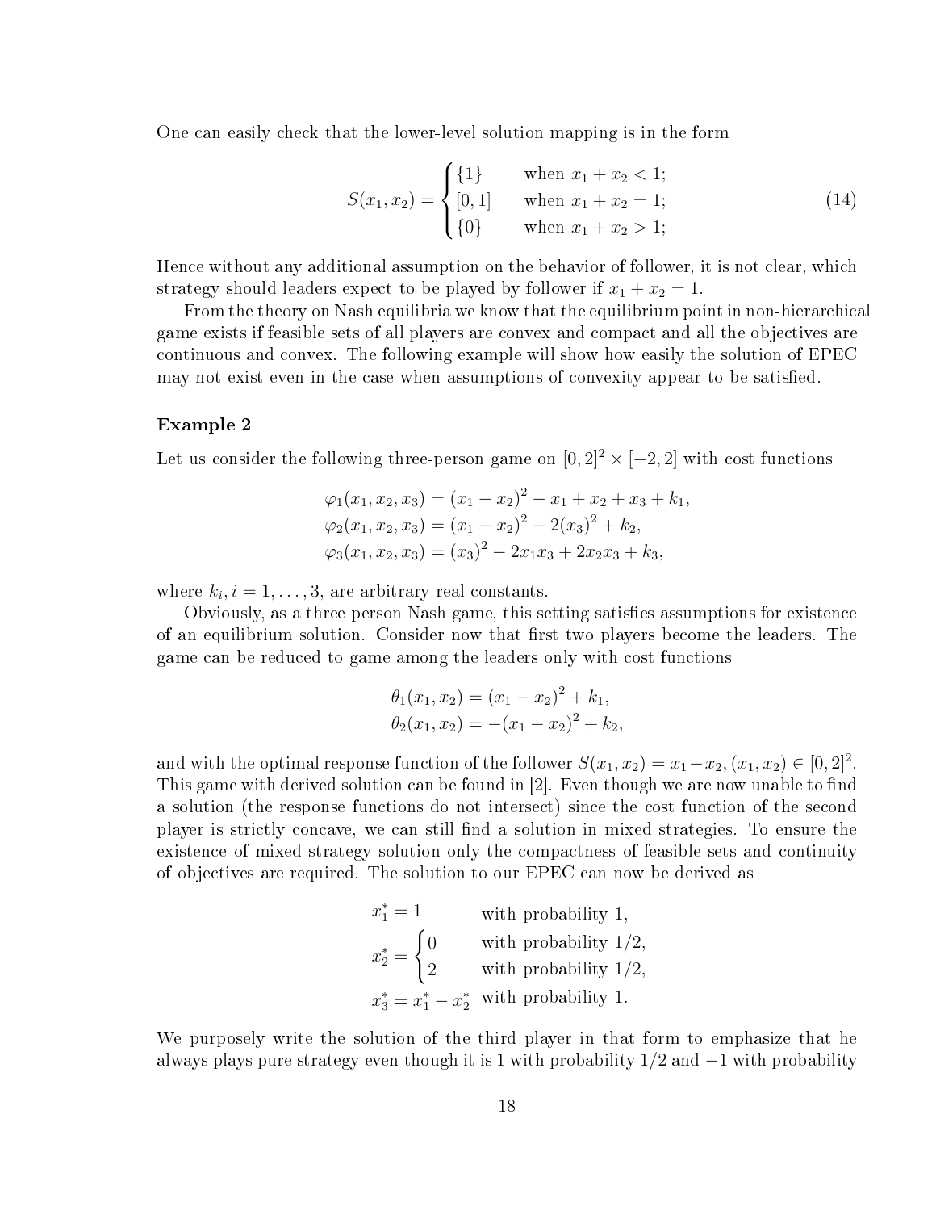One can easily check that the lower-level solution mapping is in the form

$$S(x_1, x_2) = \begin{cases} \{1\} & \text{when } x_1 + x_2 < 1; \\ [0,1] & \text{when } x_1 + x_2 = 1; \\ \{0\} & \text{when } x_1 + x_2 > 1; \end{cases} \tag{14}$$

Hence without any additional assumption on the behavior of follower, it is not clear, which strategy should leaders expect to be played by follower if $x_1 + x_2 = 1$.

From the theory on Nash equilibria we know that the equilibrium point in non-hierarchical game exists if feasible sets of all players are convex and compact and all the objectives are continuous and convex. The following example will show how easily the solution of EPEC may not exist even in the case when assumptions of convexity appear to be satisfied.

### Example 2

Let us consider the following three-person game on $[0, 2]^2 \times [-2, 2]$ with cost functions

$$\begin{aligned}
\varphi_1(x_1, x_2, x_3) &= (x_1 - x_2)^2 - x_1 + x_2 + x_3 + k_1, \\
\varphi_2(x_1, x_2, x_3) &= (x_1 - x_2)^2 - 2(x_3)^2 + k_2, \\
\varphi_3(x_1, x_2, x_3) &= (x_3)^2 - 2x_1x_3 + 2x_2x_3 + k_3,
\end{aligned}$$

where $k_i, i = 1, \ldots, 3$, are arbitrary real constants.

Obviously, as a three person Nash game, this setting satisfies assumptions for existence of an equilibrium solution. Consider now that first two players become the leaders. The game can be reduced to game among the leaders only with cost functions

$$\begin{aligned}
\theta_1(x_1, x_2) &= (x_1 - x_2)^2 + k_1, \\
\theta_2(x_1, x_2) &= -(x_1 - x_2)^2 + k_2,
\end{aligned}$$

and with the optimal response function of the follower $S(x_1, x_2) = x_1 - x_2, (x_1, x_2) \in [0, 2]^2$. This game with derived solution can be found in [2]. Even though we are now unable to find a solution (the response functions do not intersect) since the cost function of the second player is strictly concave, we can still find a solution in mixed strategies. To ensure the existence of mixed strategy solution only the compactness of feasible sets and continuity of objectives are required. The solution to our EPEC can now be derived as

$$\begin{aligned}
x_1^* &= 1 && \text{with probability } 1, \\
x_2^* &= \begin{cases} 0 \\ 2 \end{cases} && \begin{matrix} \text{with probability } 1/2, \\ \text{with probability } 1/2, \end{matrix} \\
x_3^* &= x_1^* - x_2^* && \text{with probability } 1.
\end{aligned}$$

We purposely write the solution of the third player in that form to emphasize that he always plays pure strategy even though it is 1 with probability $1/2$ and $-1$ with probability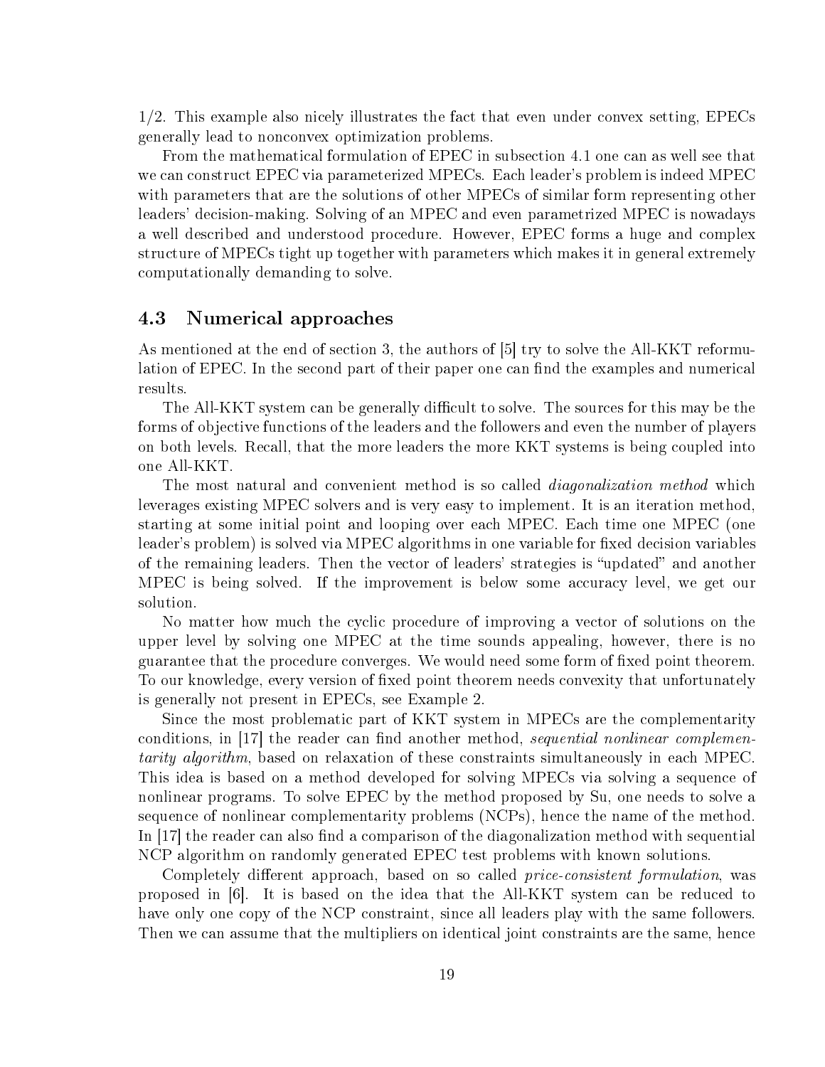$1/2$. This example also nicely illustrates the fact that even under convex setting, EPECs generally lead to nonconvex optimization problems.

From the mathematical formulation of EPEC in subsection 4.1 one can as well see that we can construct EPEC via parameterized MPECs. Each leader's problem is indeed MPEC with parameters that are the solutions of other MPECs of similar form representing other leaders' decision-making. Solving of an MPEC and even parametrized MPEC is nowadays a well described and understood procedure. However, EPEC forms a huge and complex structure of MPECs tight up together with parameters which makes it in general extremely computationally demanding to solve.

### 4.3 Numerical approaches

As mentioned at the end of section 3, the authors of [5] try to solve the All-KKT reformulation of EPEC. In the second part of their paper one can find the examples and numerical results.

The All-KKT system can be generally difficult to solve. The sources for this may be the forms of objective functions of the leaders and the followers and even the number of players on both levels. Recall, that the more leaders the more KKT systems is being coupled into one All-KKT.

The most natural and convenient method is so called *diagonalization method* which leverages existing MPEC solvers and is very easy to implement. It is an iteration method, starting at some initial point and looping over each MPEC. Each time one MPEC (one leader's problem) is solved via MPEC algorithms in one variable for fixed decision variables of the remaining leaders. Then the vector of leaders' strategies is "updated" and another MPEC is being solved. If the improvement is below some accuracy level, we get our solution.

No matter how much the cyclic procedure of improving a vector of solutions on the upper level by solving one MPEC at the time sounds appealing, however, there is no guarantee that the procedure converges. We would need some form of fixed point theorem. To our knowledge, every version of fixed point theorem needs convexity that unfortunately is generally not present in EPECs, see Example 2.

Since the most problematic part of KKT system in MPECs are the complementarity conditions, in [17] the reader can find another method, *sequential nonlinear complementarity algorithm*, based on relaxation of these constraints simultaneously in each MPEC. This idea is based on a method developed for solving MPECs via solving a sequence of nonlinear programs. To solve EPEC by the method proposed by Su, one needs to solve a sequence of nonlinear complementarity problems (NCPs), hence the name of the method. In [17] the reader can also find a comparison of the diagonalization method with sequential NCP algorithm on randomly generated EPEC test problems with known solutions.

Completely different approach, based on so called *price-consistent formulation*, was proposed in [6]. It is based on the idea that the All-KKT system can be reduced to have only one copy of the NCP constraint, since all leaders play with the same followers. Then we can assume that the multipliers on identical joint constraints are the same, hence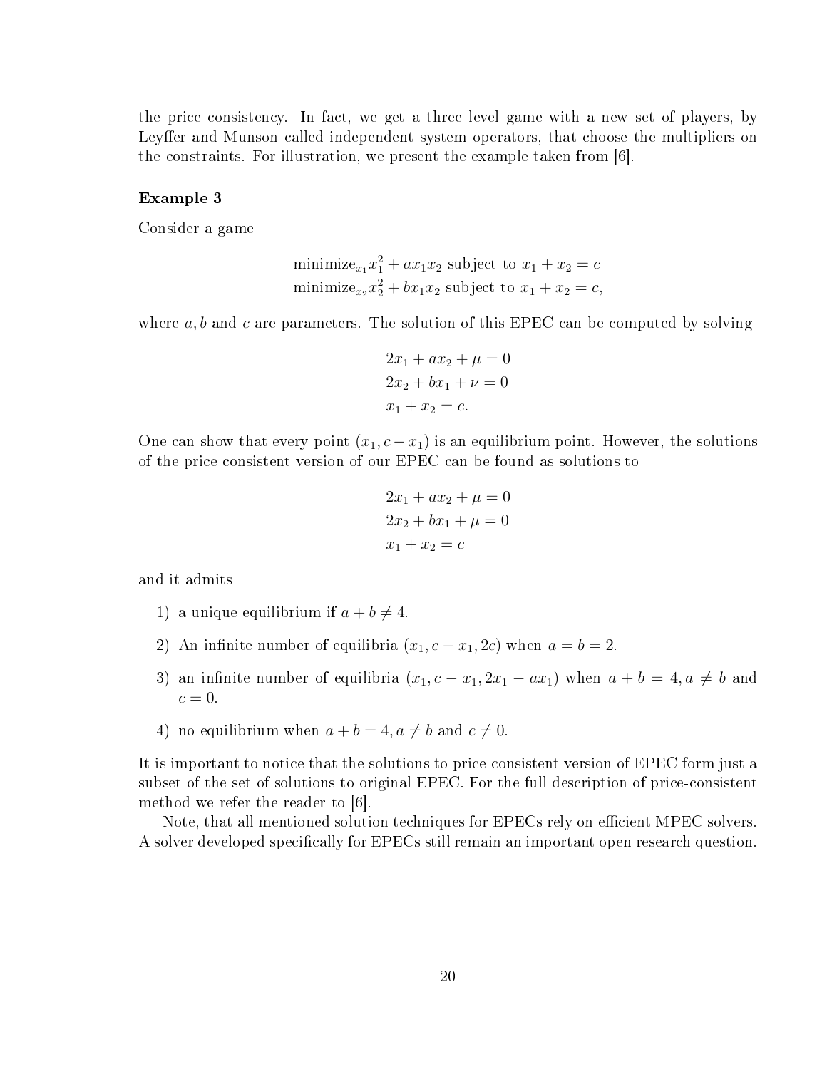the price consistency. In fact, we get a three level game with a new set of players, by Leyffer and Munson called independent system operators, that choose the multipliers on the constraints. For illustration, we present the example taken from [6].

#### Example 3

Consider a game

$$\text{minimize}_{x_1} x_1^2 + ax_1x_2 \text{ subject to } x_1 + x_2 = c$$
$$\text{minimize}_{x_2} x_2^2 + bx_1x_2 \text{ subject to } x_1 + x_2 = c,$$

where $a, b$ and $c$ are parameters. The solution of this EPEC can be computed by solving

$$2x_1 + ax_2 + \mu = 0$$
$$2x_2 + bx_1 + \nu = 0$$
$$x_1 + x_2 = c.$$

One can show that every point $(x_1, c - x_1)$ is an equilibrium point. However, the solutions of the price-consistent version of our EPEC can be found as solutions to

$$2x_1 + ax_2 + \mu = 0$$
$$2x_2 + bx_1 + \mu = 0$$
$$x_1 + x_2 = c$$

and it admits

1) a unique equilibrium if $a + b \neq 4$.
2) An infinite number of equilibria $(x_1, c - x_1, 2c)$ when $a = b = 2$.
3) an infinite number of equilibria $(x_1, c - x_1, 2x_1 - ax_1)$ when $a + b = 4, a \neq b$ and $c = 0$.
4) no equilibrium when $a + b = 4, a \neq b$ and $c \neq 0$.

It is important to notice that the solutions to price-consistent version of EPEC form just a subset of the set of solutions to original EPEC. For the full description of price-consistent method we refer the reader to [6].

Note, that all mentioned solution techniques for EPECs rely on efficient MPEC solvers. A solver developed specifically for EPECs still remain an important open research question.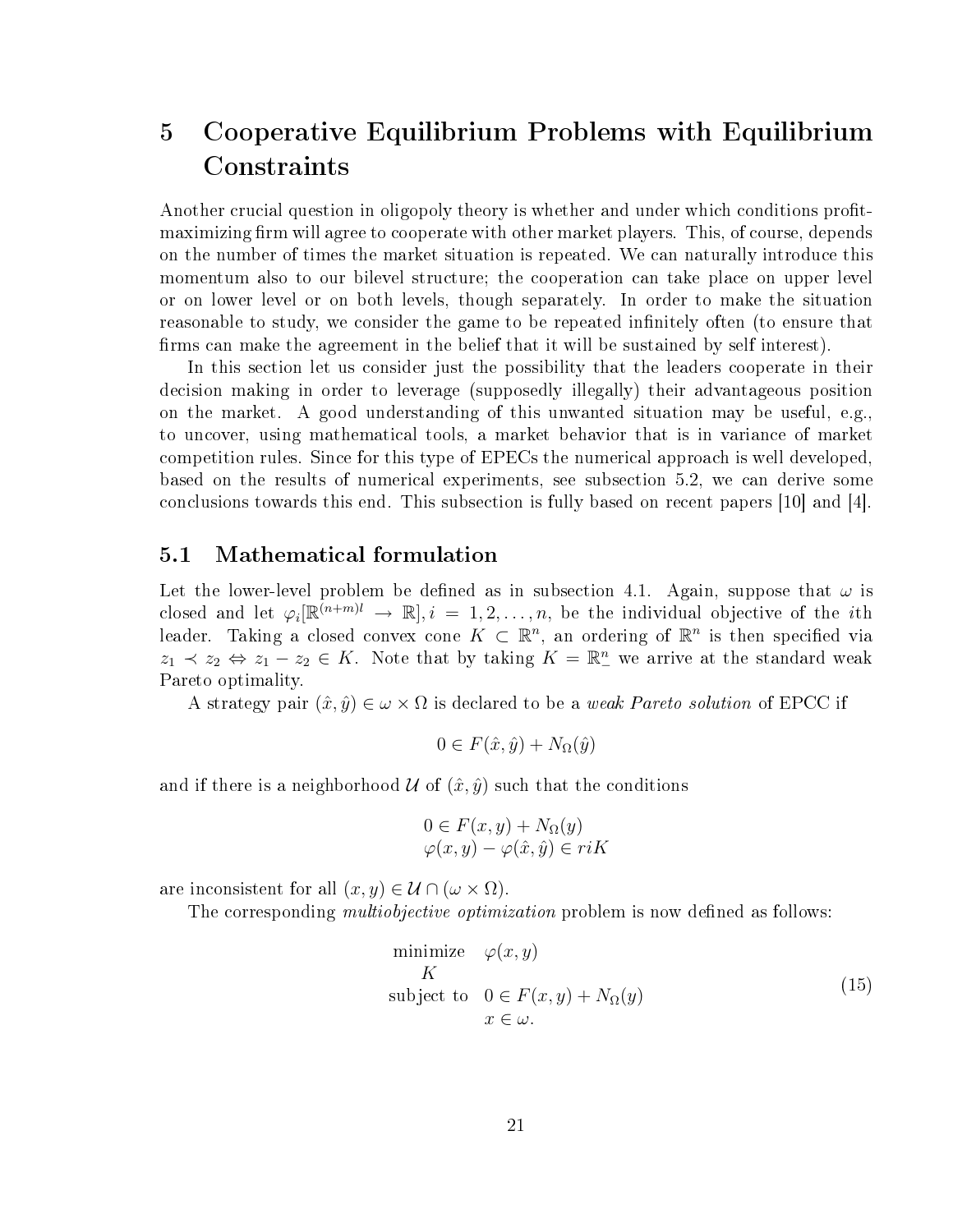# 5 Cooperative Equilibrium Problems with Equilibrium Constraints

Another crucial question in oligopoly theory is whether and under which conditions profit-maximizing firm will agree to cooperate with other market players. This, of course, depends on the number of times the market situation is repeated. We can naturally introduce this momentum also to our bilevel structure; the cooperation can take place on upper level or on lower level or on both levels, though separately. In order to make the situation reasonable to study, we consider the game to be repeated infinitely often (to ensure that firms can make the agreement in the belief that it will be sustained by self interest).

In this section let us consider just the possibility that the leaders cooperate in their decision making in order to leverage (supposedly illegally) their advantageous position on the market. A good understanding of this unwanted situation may be useful, e.g., to uncover, using mathematical tools, a market behavior that is in variance of market competition rules. Since for this type of EPECs the numerical approach is well developed, based on the results of numerical experiments, see subsection 5.2, we can derive some conclusions towards this end. This subsection is fully based on recent papers [10] and [4].

## 5.1 Mathematical formulation

Let the lower-level problem be defined as in subsection 4.1. Again, suppose that $\omega$ is closed and let $\varphi_i[\mathbb{R}^{(n+m)l} \to \mathbb{R}], i = 1, 2, \ldots, n$, be the individual objective of the $i$th leader. Taking a closed convex cone $K \subset \mathbb{R}^n$, an ordering of $\mathbb{R}^n$ is then specified via $z_1 \prec z_2 \Leftrightarrow z_1 - z_2 \in K$. Note that by taking $K = \mathbb{R}^n_-$ we arrive at the standard weak Pareto optimality.

A strategy pair $(\hat{x}, \hat{y}) \in \omega \times \Omega$ is declared to be a *weak Pareto solution* of EPCC if

$$0 \in F(\hat{x}, \hat{y}) + N_\Omega(\hat{y})$$

and if there is a neighborhood $\mathcal{U}$ of $(\hat{x}, \hat{y})$ such that the conditions

$$\begin{aligned} &0 \in F(x, y) + N_\Omega(y) \\ &\varphi(x, y) - \varphi(\hat{x}, \hat{y}) \in riK \end{aligned}$$

are inconsistent for all $(x, y) \in \mathcal{U} \cap (\omega \times \Omega)$.

The corresponding *multiobjective optimization* problem is now defined as follows:

$$\begin{array}{ll} \underset{K}{\text{minimize}} & \varphi(x, y) \\ \text{subject to} & 0 \in F(x, y) + N_\Omega(y) \\ & x \in \omega. \end{array} \tag{15}$$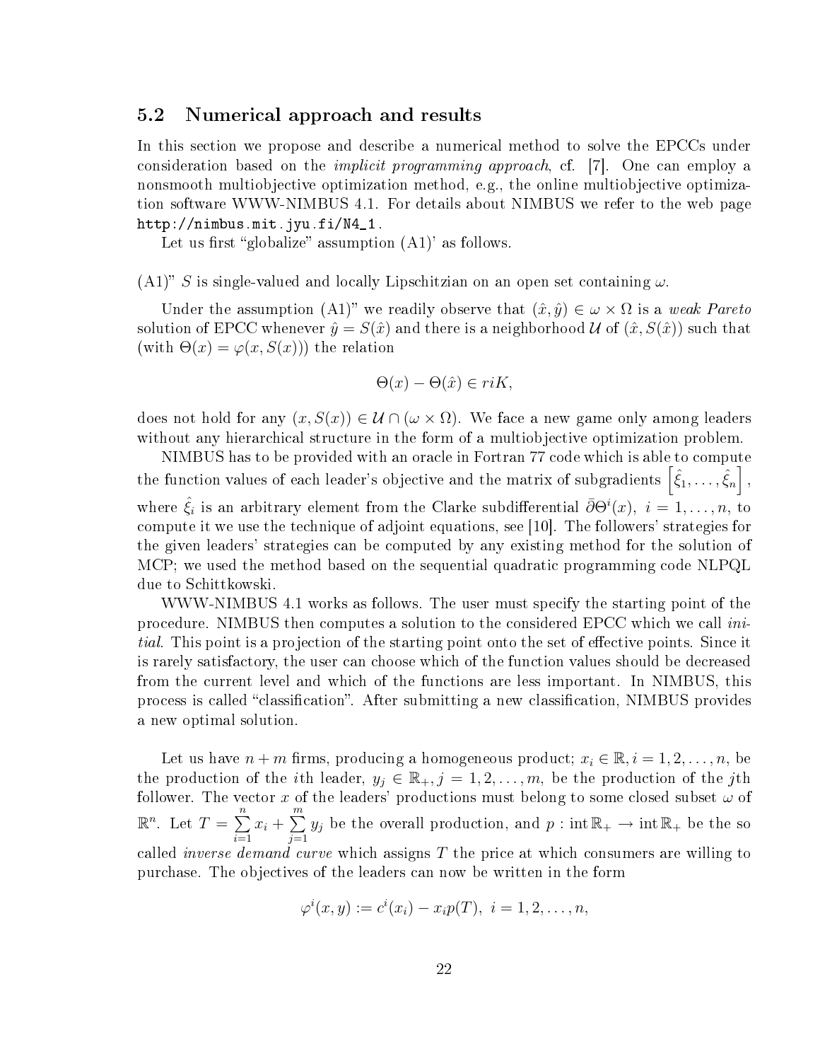## 5.2 Numerical approach and results

In this section we propose and describe a numerical method to solve the EPCCs under consideration based on the *implicit programming approach*, cf. [7]. One can employ a nonsmooth multiobjective optimization method, e.g., the online multiobjective optimization software WWW-NIMBUS 4.1. For details about NIMBUS we refer to the web page `http://nimbus.mit.jyu.fi/N4_1`.

Let us first "globalize" assumption (A1)' as follows.

(A1)" $S$ is single-valued and locally Lipschitzian on an open set containing $\omega$.

Under the assumption (A1)" we readily observe that $(\hat{x}, \hat{y}) \in \omega \times \Omega$ is a *weak Pareto* solution of EPCC whenever $\hat{y} = S(\hat{x})$ and there is a neighborhood $\mathcal{U}$ of $(\hat{x}, S(\hat{x}))$ such that (with $\Theta(x) = \varphi(x, S(x))$) the relation

$$\Theta(x) - \Theta(\hat{x}) \in riK,$$

does not hold for any $(x, S(x)) \in \mathcal{U} \cap (\omega \times \Omega)$. We face a new game only among leaders without any hierarchical structure in the form of a multiobjective optimization problem.

NIMBUS has to be provided with an oracle in Fortran 77 code which is able to compute the function values of each leader's objective and the matrix of subgradients $\left[\hat{\xi}_1, \ldots, \hat{\xi}_n\right]$, where $\hat{\xi}_i$ is an arbitrary element from the Clarke subdifferential $\bar{\partial}\Theta^i(x)$, $i = 1, \ldots, n$, to compute it we use the technique of adjoint equations, see [10]. The followers' strategies for the given leaders' strategies can be computed by any existing method for the solution of MCP; we used the method based on the sequential quadratic programming code NLPQL due to Schittkowski.

WWW-NIMBUS 4.1 works as follows. The user must specify the starting point of the procedure. NIMBUS then computes a solution to the considered EPCC which we call *initial*. This point is a projection of the starting point onto the set of effective points. Since it is rarely satisfactory, the user can choose which of the function values should be decreased from the current level and which of the functions are less important. In NIMBUS, this process is called "classification". After submitting a new classification, NIMBUS provides a new optimal solution.

Let us have $n + m$ firms, producing a homogeneous product; $x_i \in \mathbb{R}, i = 1, 2, \ldots, n$, be the production of the $i$th leader, $y_j \in \mathbb{R}_+, j = 1, 2, \ldots, m$, be the production of the $j$th follower. The vector $x$ of the leaders' productions must belong to some closed subset $\omega$ of $\mathbb{R}^n$. Let $T = \sum_{i=1}^{n} x_i + \sum_{j=1}^{m} y_j$ be the overall production, and $p : \operatorname{int} \mathbb{R}_+ \to \operatorname{int} \mathbb{R}_+$ be the so called *inverse demand curve* which assigns $T$ the price at which consumers are willing to purchase. The objectives of the leaders can now be written in the form

$$\varphi^i(x, y) := c^i(x_i) - x_i p(T), \; i = 1, 2, \ldots, n,$$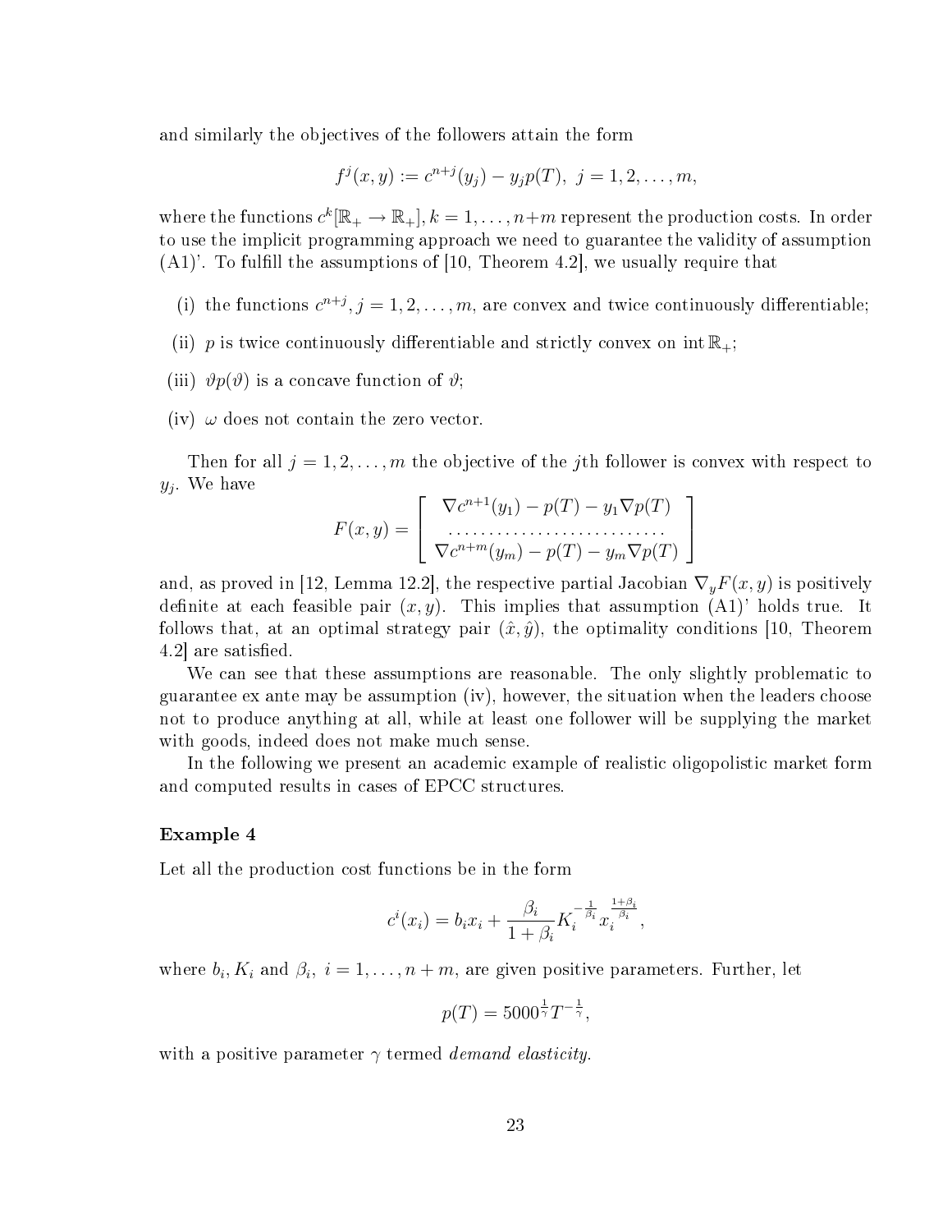and similarly the objectives of the followers attain the form

$$f^j(x,y) := c^{n+j}(y_j) - y_j p(T),\ j = 1,2,\ldots,m,$$

where the functions $c^k[\mathbb{R}_+ \to \mathbb{R}_+], k = 1,\ldots,n+m$ represent the production costs. In order to use the implicit programming approach we need to guarantee the validity of assumption (A1)'. To fulfill the assumptions of [10, Theorem 4.2], we usually require that

(i) the functions $c^{n+j}, j = 1,2,\ldots,m$, are convex and twice continuously differentiable;

(ii) $p$ is twice continuously differentiable and strictly convex on $\operatorname{int}\mathbb{R}_+$;

(iii) $\vartheta p(\vartheta)$ is a concave function of $\vartheta$;

(iv) $\omega$ does not contain the zero vector.

Then for all $j = 1,2,\ldots,m$ the objective of the $j$th follower is convex with respect to $y_j$. We have

$$F(x,y) = \begin{bmatrix} \nabla c^{n+1}(y_1) - p(T) - y_1 \nabla p(T) \\ \cdots\cdots\cdots\cdots\cdots\cdots\cdots\cdots\cdots \\ \nabla c^{n+m}(y_m) - p(T) - y_m \nabla p(T) \end{bmatrix}$$

and, as proved in [12, Lemma 12.2], the respective partial Jacobian $\nabla_y F(x,y)$ is positively definite at each feasible pair $(x,y)$. This implies that assumption (A1)' holds true. It follows that, at an optimal strategy pair $(\hat{x},\hat{y})$, the optimality conditions [10, Theorem 4.2] are satisfied.

We can see that these assumptions are reasonable. The only slightly problematic to guarantee ex ante may be assumption (iv), however, the situation when the leaders choose not to produce anything at all, while at least one follower will be supplying the market with goods, indeed does not make much sense.

In the following we present an academic example of realistic oligopolistic market form and computed results in cases of EPCC structures.

**Example 4**

Let all the production cost functions be in the form

$$c^i(x_i) = b_i x_i + \frac{\beta_i}{1+\beta_i} K_i^{-\frac{1}{\beta_i}} x_i^{\frac{1+\beta_i}{\beta_i}},$$

where $b_i, K_i$ and $\beta_i,\ i = 1,\ldots,n+m$, are given positive parameters. Further, let

$$p(T) = 5000^{\frac{1}{\gamma}} T^{-\frac{1}{\gamma}},$$

with a positive parameter $\gamma$ termed *demand elasticity*.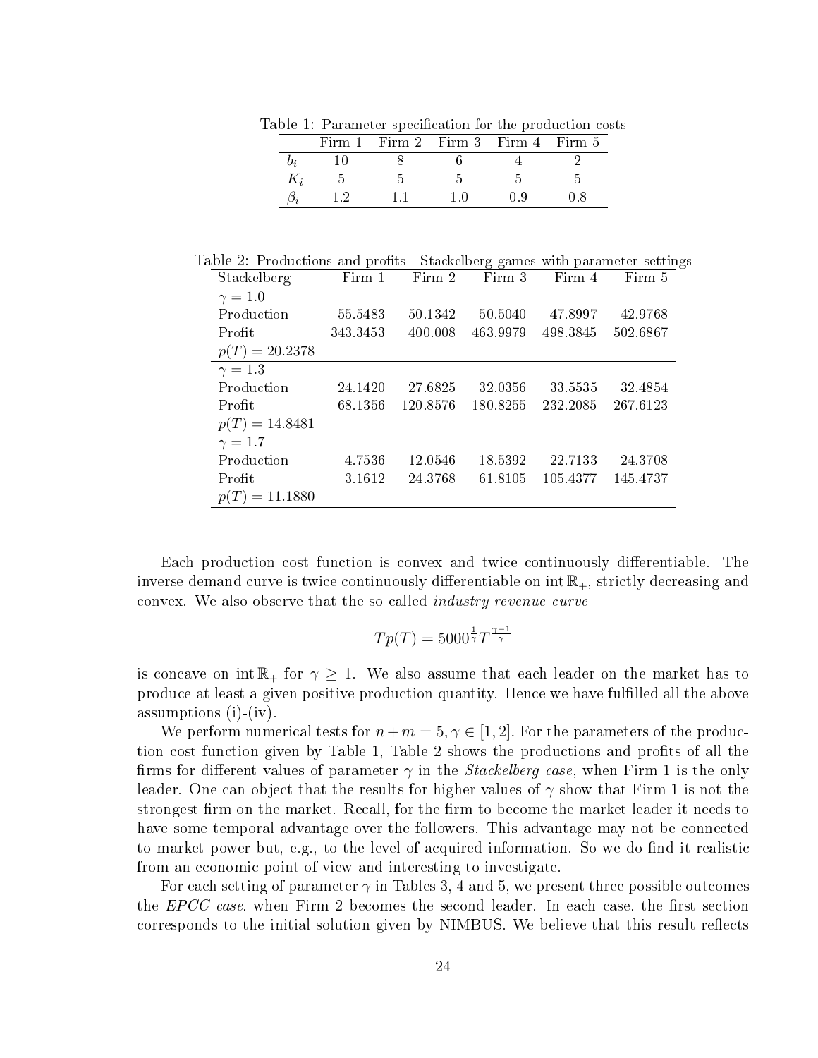Table 1: Parameter specification for the production costs

| | Firm 1 | Firm 2 | Firm 3 | Firm 4 | Firm 5 |
|---|---|---|---|---|---|
| $b_i$ | 10 | 8 | 6 | 4 | 2 |
| $K_i$ | 5 | 5 | 5 | 5 | 5 |
| $\beta_i$ | 1.2 | 1.1 | 1.0 | 0.9 | 0.8 |

Table 2: Productions and profits - Stackelberg games with parameter settings

| Stackelberg | Firm 1 | Firm 2 | Firm 3 | Firm 4 | Firm 5 |
|---|---|---|---|---|---|
| $\gamma = 1.0$ | | | | | |
| Production | 55.5483 | 50.1342 | 50.5040 | 47.8997 | 42.9768 |
| Profit | 343.3453 | 400.008 | 463.9979 | 498.3845 | 502.6867 |
| $p(T) = 20.2378$ | | | | | |
| $\gamma = 1.3$ | | | | | |
| Production | 24.1420 | 27.6825 | 32.0356 | 33.5535 | 32.4854 |
| Profit | 68.1356 | 120.8576 | 180.8255 | 232.2085 | 267.6123 |
| $p(T) = 14.8481$ | | | | | |
| $\gamma = 1.7$ | | | | | |
| Production | 4.7536 | 12.0546 | 18.5392 | 22.7133 | 24.3708 |
| Profit | 3.1612 | 24.3768 | 61.8105 | 105.4377 | 145.4737 |
| $p(T) = 11.1880$ | | | | | |

Each production cost function is convex and twice continuously differentiable. The inverse demand curve is twice continuously differentiable on $\operatorname{int} \mathbb{R}_+$, strictly decreasing and convex. We also observe that the so called *industry revenue curve*

$$Tp(T) = 5000^{\frac{1}{\gamma}} T^{\frac{\gamma - 1}{\gamma}}$$

is concave on $\operatorname{int} \mathbb{R}_+$ for $\gamma \geq 1$. We also assume that each leader on the market has to produce at least a given positive production quantity. Hence we have fulfilled all the above assumptions (i)-(iv).

We perform numerical tests for $n + m = 5, \gamma \in [1, 2]$. For the parameters of the production cost function given by Table 1, Table 2 shows the productions and profits of all the firms for different values of parameter $\gamma$ in the *Stackelberg case*, when Firm 1 is the only leader. One can object that the results for higher values of $\gamma$ show that Firm 1 is not the strongest firm on the market. Recall, for the firm to become the market leader it needs to have some temporal advantage over the followers. This advantage may not be connected to market power but, e.g., to the level of acquired information. So we do find it realistic from an economic point of view and interesting to investigate.

For each setting of parameter $\gamma$ in Tables 3, 4 and 5, we present three possible outcomes the *EPCC case*, when Firm 2 becomes the second leader. In each case, the first section corresponds to the initial solution given by NIMBUS. We believe that this result reflects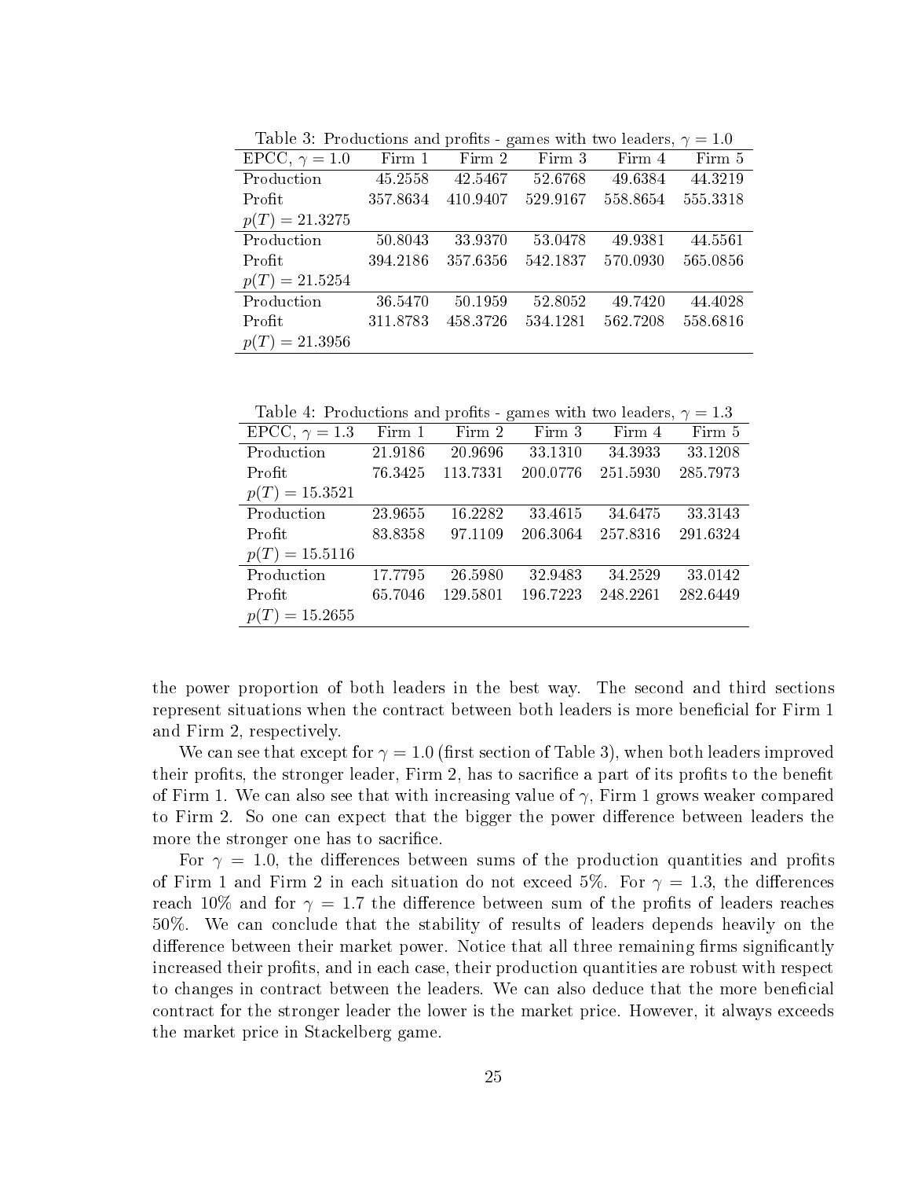Table 3: Productions and profits - games with two leaders, $\gamma = 1.0$

| EPCC, $\gamma = 1.0$ | Firm 1 | Firm 2 | Firm 3 | Firm 4 | Firm 5 |
|---|---|---|---|---|---|
| Production | 45.2558 | 42.5467 | 52.6768 | 49.6384 | 44.3219 |
| Profit | 357.8634 | 410.9407 | 529.9167 | 558.8654 | 555.3318 |
| $p(T) = 21.3275$ | | | | | |
| Production | 50.8043 | 33.9370 | 53.0478 | 49.9381 | 44.5561 |
| Profit | 394.2186 | 357.6356 | 542.1837 | 570.0930 | 565.0856 |
| $p(T) = 21.5254$ | | | | | |
| Production | 36.5470 | 50.1959 | 52.8052 | 49.7420 | 44.4028 |
| Profit | 311.8783 | 458.3726 | 534.1281 | 562.7208 | 558.6816 |
| $p(T) = 21.3956$ | | | | | |

Table 4: Productions and profits - games with two leaders, $\gamma = 1.3$

| EPCC, $\gamma = 1.3$ | Firm 1 | Firm 2 | Firm 3 | Firm 4 | Firm 5 |
|---|---|---|---|---|---|
| Production | 21.9186 | 20.9696 | 33.1310 | 34.3933 | 33.1208 |
| Profit | 76.3425 | 113.7331 | 200.0776 | 251.5930 | 285.7973 |
| $p(T) = 15.3521$ | | | | | |
| Production | 23.9655 | 16.2282 | 33.4615 | 34.6475 | 33.3143 |
| Profit | 83.8358 | 97.1109 | 206.3064 | 257.8316 | 291.6324 |
| $p(T) = 15.5116$ | | | | | |
| Production | 17.7795 | 26.5980 | 32.9483 | 34.2529 | 33.0142 |
| Profit | 65.7046 | 129.5801 | 196.7223 | 248.2261 | 282.6449 |
| $p(T) = 15.2655$ | | | | | |

the power proportion of both leaders in the best way. The second and third sections represent situations when the contract between both leaders is more beneficial for Firm 1 and Firm 2, respectively.

We can see that except for $\gamma = 1.0$ (first section of Table 3), when both leaders improved their profits, the stronger leader, Firm 2, has to sacrifice a part of its profits to the benefit of Firm 1. We can also see that with increasing value of $\gamma$, Firm 1 grows weaker compared to Firm 2. So one can expect that the bigger the power difference between leaders the more the stronger one has to sacrifice.

For $\gamma = 1.0$, the differences between sums of the production quantities and profits of Firm 1 and Firm 2 in each situation do not exceed 5%. For $\gamma = 1.3$, the differences reach 10% and for $\gamma = 1.7$ the difference between sum of the profits of leaders reaches 50%. We can conclude that the stability of results of leaders depends heavily on the difference between their market power. Notice that all three remaining firms significantly increased their profits, and in each case, their production quantities are robust with respect to changes in contract between the leaders. We can also deduce that the more beneficial contract for the stronger leader the lower is the market price. However, it always exceeds the market price in Stackelberg game.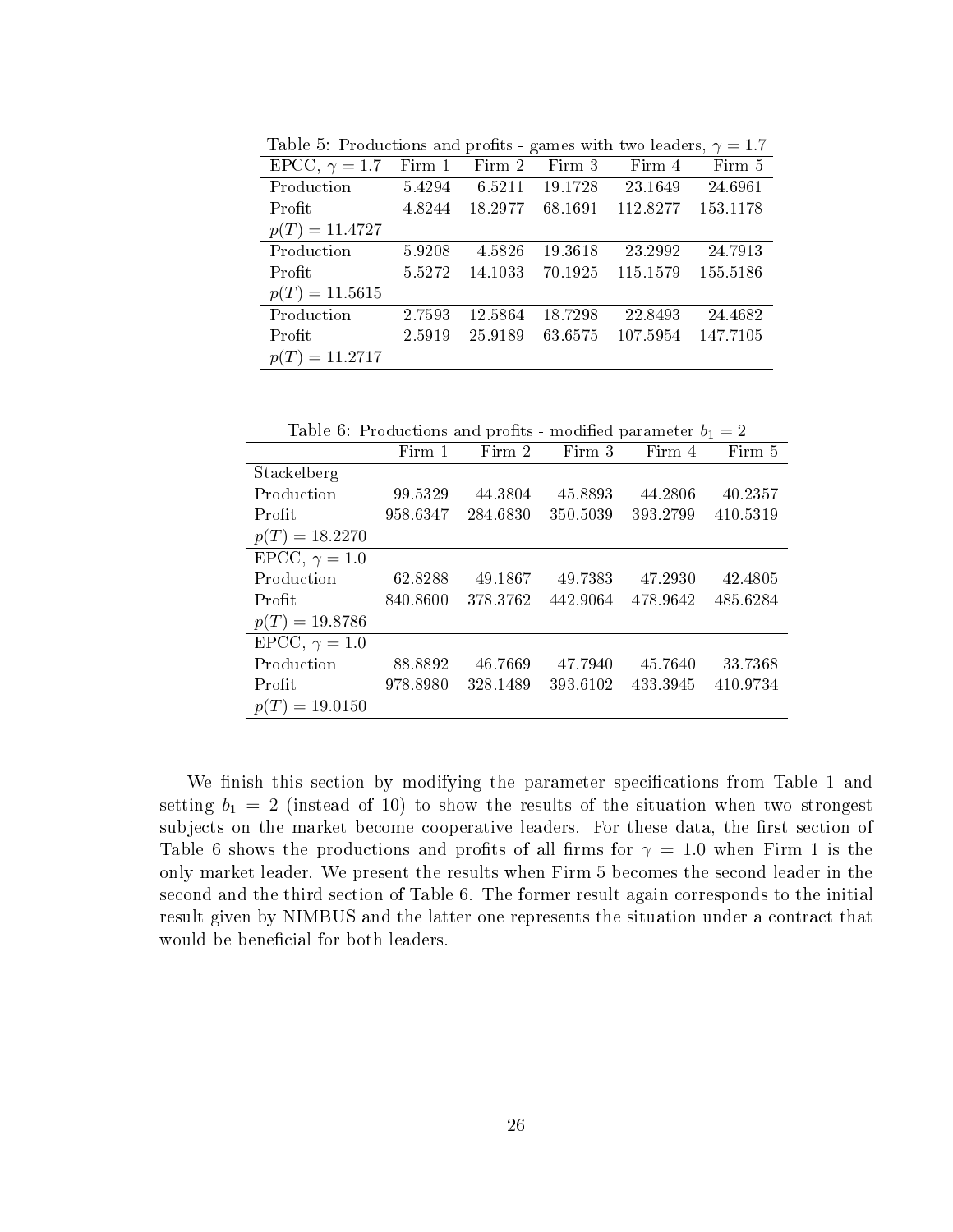Table 5: Productions and profits - games with two leaders, $\gamma = 1.7$

| EPCC, $\gamma = 1.7$ | Firm 1 | Firm 2 | Firm 3 | Firm 4 | Firm 5 |
|---|---|---|---|---|---|
| Production | 5.4294 | 6.5211 | 19.1728 | 23.1649 | 24.6961 |
| Profit | 4.8244 | 18.2977 | 68.1691 | 112.8277 | 153.1178 |
| $p(T) = 11.4727$ | | | | | |
| Production | 5.9208 | 4.5826 | 19.3618 | 23.2992 | 24.7913 |
| Profit | 5.5272 | 14.1033 | 70.1925 | 115.1579 | 155.5186 |
| $p(T) = 11.5615$ | | | | | |
| Production | 2.7593 | 12.5864 | 18.7298 | 22.8493 | 24.4682 |
| Profit | 2.5919 | 25.9189 | 63.6575 | 107.5954 | 147.7105 |
| $p(T) = 11.2717$ | | | | | |

Table 6: Productions and profits - modified parameter $b_1 = 2$

| | Firm 1 | Firm 2 | Firm 3 | Firm 4 | Firm 5 |
|---|---|---|---|---|---|
| Stackelberg | | | | | |
| Production | 99.5329 | 44.3804 | 45.8893 | 44.2806 | 40.2357 |
| Profit | 958.6347 | 284.6830 | 350.5039 | 393.2799 | 410.5319 |
| $p(T) = 18.2270$ | | | | | |
| EPCC, $\gamma = 1.0$ | | | | | |
| Production | 62.8288 | 49.1867 | 49.7383 | 47.2930 | 42.4805 |
| Profit | 840.8600 | 378.3762 | 442.9064 | 478.9642 | 485.6284 |
| $p(T) = 19.8786$ | | | | | |
| EPCC, $\gamma = 1.0$ | | | | | |
| Production | 88.8892 | 46.7669 | 47.7940 | 45.7640 | 33.7368 |
| Profit | 978.8980 | 328.1489 | 393.6102 | 433.3945 | 410.9734 |
| $p(T) = 19.0150$ | | | | | |

We finish this section by modifying the parameter specifications from Table 1 and setting $b_1 = 2$ (instead of 10) to show the results of the situation when two strongest subjects on the market become cooperative leaders. For these data, the first section of Table 6 shows the productions and profits of all firms for $\gamma = 1.0$ when Firm 1 is the only market leader. We present the results when Firm 5 becomes the second leader in the second and the third section of Table 6. The former result again corresponds to the initial result given by NIMBUS and the latter one represents the situation under a contract that would be beneficial for both leaders.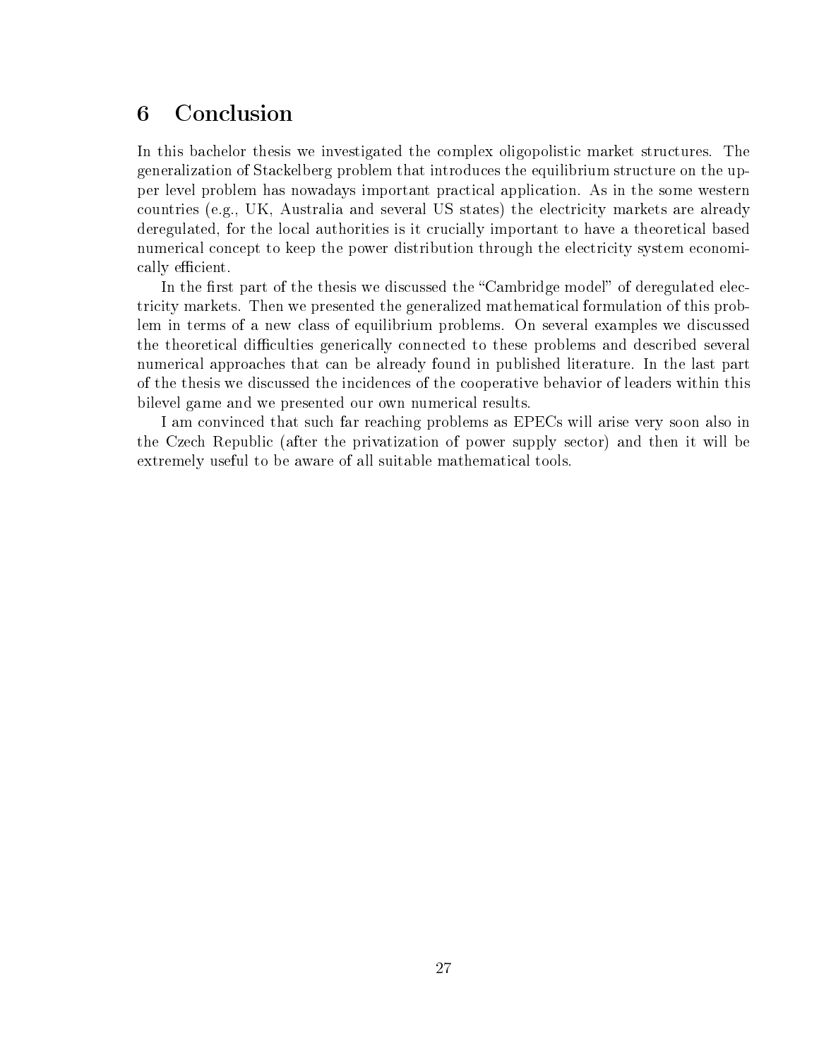# 6 Conclusion

In this bachelor thesis we investigated the complex oligopolistic market structures. The generalization of Stackelberg problem that introduces the equilibrium structure on the upper level problem has nowadays important practical application. As in the some western countries (e.g., UK, Australia and several US states) the electricity markets are already deregulated, for the local authorities is it crucially important to have a theoretical based numerical concept to keep the power distribution through the electricity system economically efficient.

In the first part of the thesis we discussed the "Cambridge model" of deregulated electricity markets. Then we presented the generalized mathematical formulation of this problem in terms of a new class of equilibrium problems. On several examples we discussed the theoretical difficulties generically connected to these problems and described several numerical approaches that can be already found in published literature. In the last part of the thesis we discussed the incidences of the cooperative behavior of leaders within this bilevel game and we presented our own numerical results.

I am convinced that such far reaching problems as EPECs will arise very soon also in the Czech Republic (after the privatization of power supply sector) and then it will be extremely useful to be aware of all suitable mathematical tools.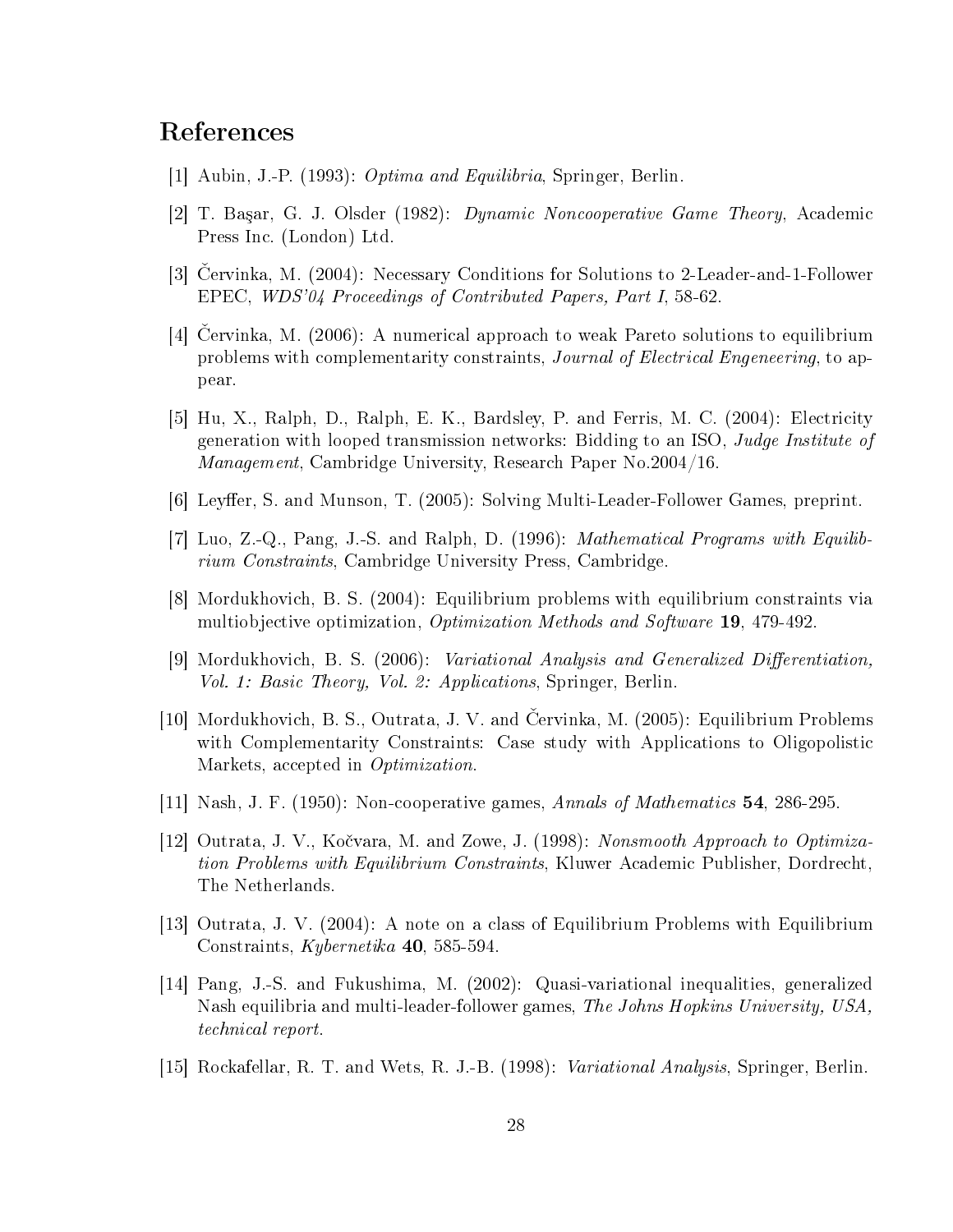# References

[1] Aubin, J.-P. (1993): *Optima and Equilibria*, Springer, Berlin.

[2] T. Başar, G. J. Olsder (1982): *Dynamic Noncooperative Game Theory*, Academic Press Inc. (London) Ltd.

[3] Červinka, M. (2004): Necessary Conditions for Solutions to 2-Leader-and-1-Follower EPEC, *WDS'04 Proceedings of Contributed Papers, Part I*, 58-62.

[4] Červinka, M. (2006): A numerical approach to weak Pareto solutions to equilibrium problems with complementarity constraints, *Journal of Electrical Engeneering*, to appear.

[5] Hu, X., Ralph, D., Ralph, E. K., Bardsley, P. and Ferris, M. C. (2004): Electricity generation with looped transmission networks: Bidding to an ISO, *Judge Institute of Management*, Cambridge University, Research Paper No.2004/16.

[6] Leyffer, S. and Munson, T. (2005): Solving Multi-Leader-Follower Games, preprint.

[7] Luo, Z.-Q., Pang, J.-S. and Ralph, D. (1996): *Mathematical Programs with Equilibrium Constraints*, Cambridge University Press, Cambridge.

[8] Mordukhovich, B. S. (2004): Equilibrium problems with equilibrium constraints via multiobjective optimization, *Optimization Methods and Software* **19**, 479-492.

[9] Mordukhovich, B. S. (2006): *Variational Analysis and Generalized Differentiation, Vol. 1: Basic Theory, Vol. 2: Applications*, Springer, Berlin.

[10] Mordukhovich, B. S., Outrata, J. V. and Červinka, M. (2005): Equilibrium Problems with Complementarity Constraints: Case study with Applications to Oligopolistic Markets, accepted in *Optimization*.

[11] Nash, J. F. (1950): Non-cooperative games, *Annals of Mathematics* **54**, 286-295.

[12] Outrata, J. V., Kočvara, M. and Zowe, J. (1998): *Nonsmooth Approach to Optimization Problems with Equilibrium Constraints*, Kluwer Academic Publisher, Dordrecht, The Netherlands.

[13] Outrata, J. V. (2004): A note on a class of Equilibrium Problems with Equilibrium Constraints, *Kybernetika* **40**, 585-594.

[14] Pang, J.-S. and Fukushima, M. (2002): Quasi-variational inequalities, generalized Nash equilibria and multi-leader-follower games, *The Johns Hopkins University, USA, technical report.*

[15] Rockafellar, R. T. and Wets, R. J.-B. (1998): *Variational Analysis*, Springer, Berlin.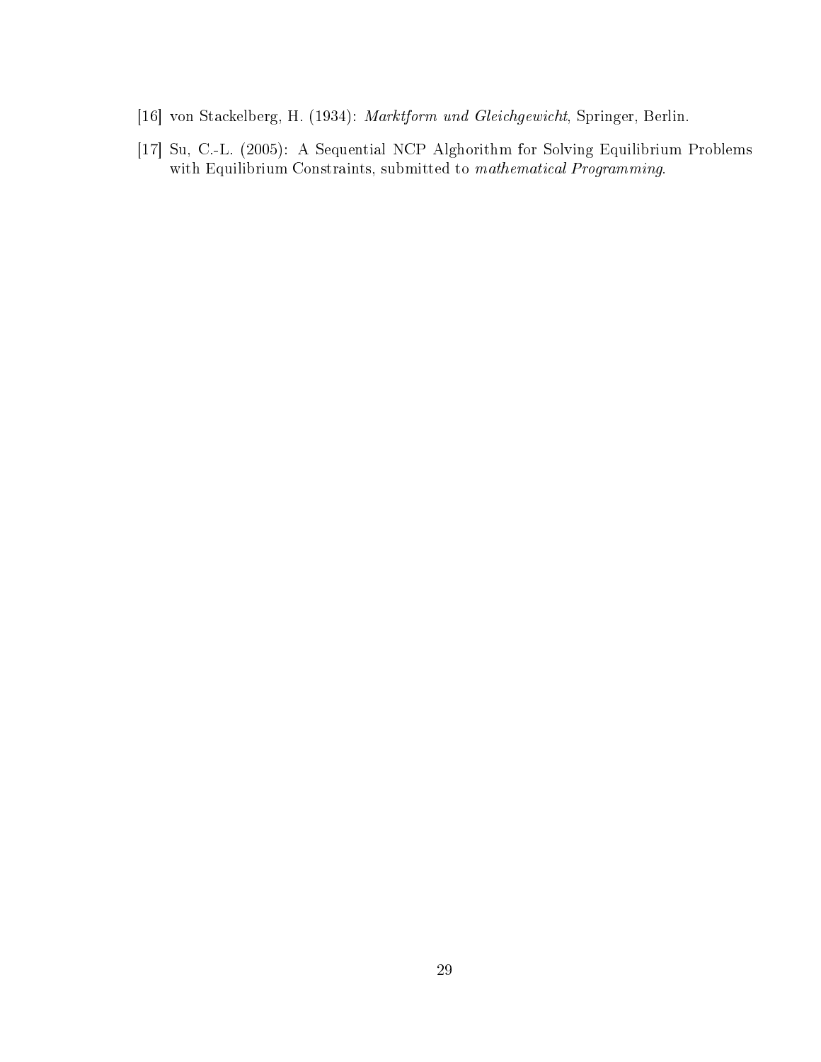[16] von Stackelberg, H. (1934): *Marktform und Gleichgewicht*, Springer, Berlin.

[17] Su, C.-L. (2005): A Sequential NCP Alghorithm for Solving Equilibrium Problems with Equilibrium Constraints, submitted to *mathematical Programming*.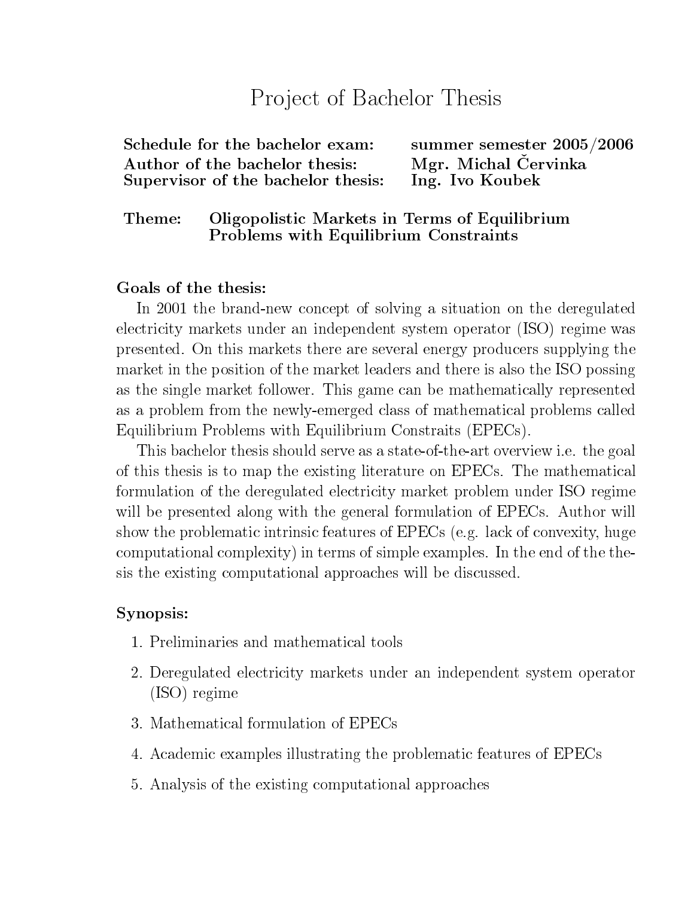# Project of Bachelor Thesis

| | |
|---|---|
| **Schedule for the bachelor exam:** | **summer semester 2005/2006** |
| **Author of the bachelor thesis:** | **Mgr. Michal Červinka** |
| **Supervisor of the bachelor thesis:** | **Ing. Ivo Koubek** |

**Theme:** **Oligopolistic Markets in Terms of Equilibrium Problems with Equilibrium Constraints**

### Goals of the thesis:

In 2001 the brand-new concept of solving a situation on the deregulated electricity markets under an independent system operator (ISO) regime was presented. On this markets there are several energy producers supplying the market in the position of the market leaders and there is also the ISO possing as the single market follower. This game can be mathematically represented as a problem from the newly-emerged class of mathematical problems called Equilibrium Problems with Equilibrium Constraits (EPECs).

This bachelor thesis should serve as a state-of-the-art overview i.e. the goal of this thesis is to map the existing literature on EPECs. The mathematical formulation of the deregulated electricity market problem under ISO regime will be presented along with the general formulation of EPECs. Author will show the problematic intrinsic features of EPECs (e.g. lack of convexity, huge computational complexity) in terms of simple examples. In the end of the thesis the existing computational approaches will be discussed.

### Synopsis:

1. Preliminaries and mathematical tools
2. Deregulated electricity markets under an independent system operator (ISO) regime
3. Mathematical formulation of EPECs
4. Academic examples illustrating the problematic features of EPECs
5. Analysis of the existing computational approaches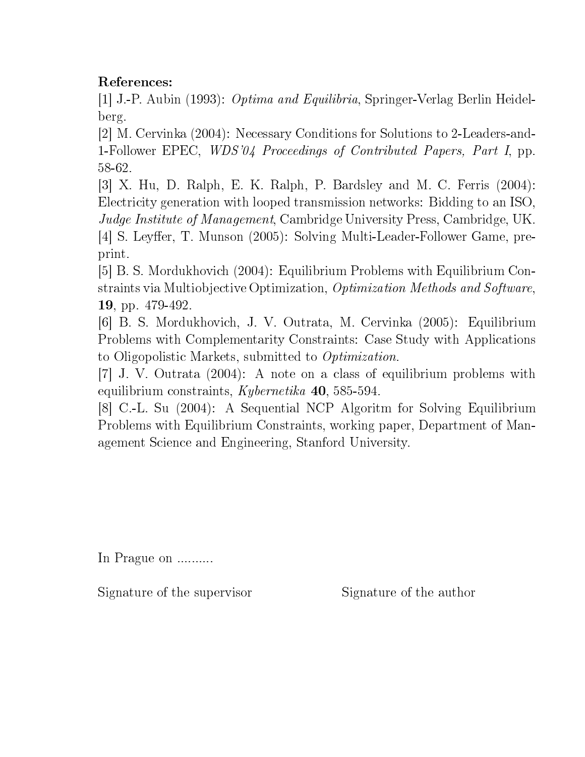**References:**

[1] J.-P. Aubin (1993): *Optima and Equilibria*, Springer-Verlag Berlin Heidelberg.

[2] M. Cervinka (2004): Necessary Conditions for Solutions to 2-Leaders-and-1-Follower EPEC, *WDS'04 Proceedings of Contributed Papers, Part I*, pp. 58-62.

[3] X. Hu, D. Ralph, E. K. Ralph, P. Bardsley and M. C. Ferris (2004): Electricity generation with looped transmission networks: Bidding to an ISO, *Judge Institute of Management*, Cambridge University Press, Cambridge, UK.

[4] S. Leyffer, T. Munson (2005): Solving Multi-Leader-Follower Game, preprint.

[5] B. S. Mordukhovich (2004): Equilibrium Problems with Equilibrium Constraints via Multiobjective Optimization, *Optimization Methods and Software*, **19**, pp. 479-492.

[6] B. S. Mordukhovich, J. V. Outrata, M. Cervinka (2005): Equilibrium Problems with Complementarity Constraints: Case Study with Applications to Oligopolistic Markets, submitted to *Optimization*.

[7] J. V. Outrata (2004): A note on a class of equilibrium problems with equilibrium constraints, *Kybernetika* **40**, 585-594.

[8] C.-L. Su (2004): A Sequential NCP Algoritm for Solving Equilibrium Problems with Equilibrium Constraints, working paper, Department of Management Science and Engineering, Stanford University.

In Prague on ..........

Signature of the supervisor Signature of the author